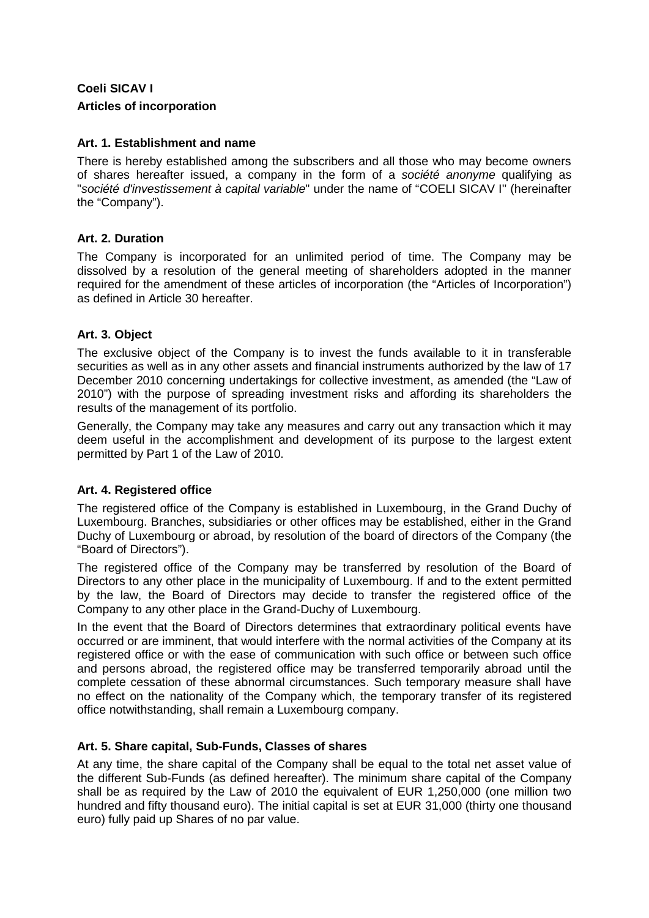**Coeli SICAV I**

**Articles of incorporation**

**Art. 1. Establishment and name**

There is hereby established among the subscribers and all those who may become owners of shares hereafter issued, a company in the form of a *société anonyme* qualifying as "*société d'investissement à capital variable*" under the name of "COELI SICAV I" (hereinafter the "Company").

**Art. 2. Duration**

The Company is incorporated for an unlimited period of time. The Company may be dissolved by a resolution of the general meeting of shareholders adopted in the manner required for the amendment of these articles of incorporation (the "Articles of Incorporation") as defined in Article 30 hereafter.

**Art. 3. Object**

The exclusive object of the Company is to invest the funds available to it in transferable securities as well as in any other assets and financial instruments authorized by the law of 17 December 2010 concerning undertakings for collective investment, as amended (the "Law of 2010") with the purpose of spreading investment risks and affording its shareholders the results of the management of its portfolio.

Generally, the Company may take any measures and carry out any transaction which it may deem useful in the accomplishment and development of its purpose to the largest extent permitted by Part 1 of the Law of 2010.

**Art. 4. Registered office**

The registered office of the Company is established in Luxembourg, in the Grand Duchy of Luxembourg. Branches, subsidiaries or other offices may be established, either in the Grand Duchy of Luxembourg or abroad, by resolution of the board of directors of the Company (the "Board of Directors").

The registered office of the Company may be transferred by resolution of the Board of Directors to any other place in the municipality of Luxembourg. If and to the extent permitted by the law, the Board of Directors may decide to transfer the registered office of the Company to any other place in the Grand-Duchy of Luxembourg.

In the event that the Board of Directors determines that extraordinary political events have occurred or are imminent, that would interfere with the normal activities of the Company at its registered office or with the ease of communication with such office or between such office and persons abroad, the registered office may be transferred temporarily abroad until the complete cessation of these abnormal circumstances. Such temporary measure shall have no effect on the nationality of the Company which, the temporary transfer of its registered office notwithstanding, shall remain a Luxembourg company.

**Art. 5. Share capital, Sub-Funds, Classes of shares**

At any time, the share capital of the Company shall be equal to the total net asset value of the different Sub-Funds (as defined hereafter). The minimum share capital of the Company shall be as required by the Law of 2010 the equivalent of EUR 1,250,000 (one million two hundred and fifty thousand euro). The initial capital is set at EUR 31,000 (thirty one thousand euro) fully paid up Shares of no par value.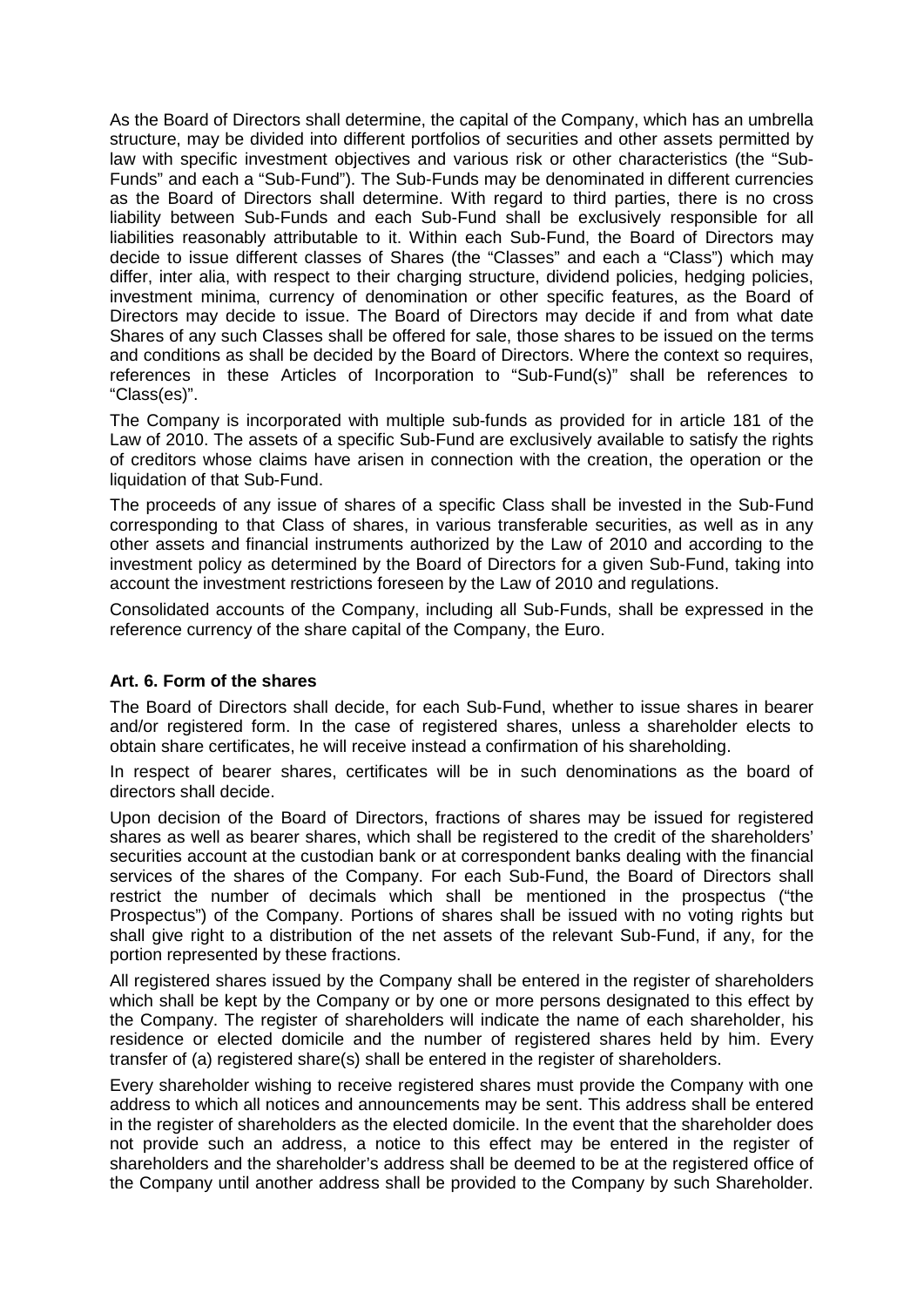As the Board of Directors shall determine, the capital of the Company, which has an umbrella structure, may be divided into different portfolios of securities and other assets permitted by law with specific investment objectives and various risk or other characteristics (the "Sub-Funds" and each a "Sub-Fund"). The Sub-Funds may be denominated in different currencies as the Board of Directors shall determine. With regard to third parties, there is no cross liability between Sub-Funds and each Sub-Fund shall be exclusively responsible for all liabilities reasonably attributable to it. Within each Sub-Fund, the Board of Directors may decide to issue different classes of Shares (the "Classes" and each a "Class") which may differ, inter alia, with respect to their charging structure, dividend policies, hedging policies, investment minima, currency of denomination or other specific features, as the Board of Directors may decide to issue. The Board of Directors may decide if and from what date Shares of any such Classes shall be offered for sale, those shares to be issued on the terms and conditions as shall be decided by the Board of Directors. Where the context so requires, references in these Articles of Incorporation to "Sub-Fund(s)" shall be references to "Class(es)".

The Company is incorporated with multiple sub-funds as provided for in article 181 of the Law of 2010. The assets of a specific Sub-Fund are exclusively available to satisfy the rights of creditors whose claims have arisen in connection with the creation, the operation or the liquidation of that Sub-Fund.

The proceeds of any issue of shares of a specific Class shall be invested in the Sub-Fund corresponding to that Class of shares, in various transferable securities, as well as in any other assets and financial instruments authorized by the Law of 2010 and according to the investment policy as determined by the Board of Directors for a given Sub-Fund, taking into account the investment restrictions foreseen by the Law of 2010 and regulations.

Consolidated accounts of the Company, including all Sub-Funds, shall be expressed in the reference currency of the share capital of the Company, the Euro.

**Art. 6. Form of the shares**

The Board of Directors shall decide, for each Sub-Fund, whether to issue shares in bearer and/or registered form. In the case of registered shares, unless a shareholder elects to obtain share certificates, he will receive instead a confirmation of his shareholding.

In respect of bearer shares, certificates will be in such denominations as the board of directors shall decide.

Upon decision of the Board of Directors, fractions of shares may be issued for registered shares as well as bearer shares, which shall be registered to the credit of the shareholders' securities account at the custodian bank or at correspondent banks dealing with the financial services of the shares of the Company. For each Sub-Fund, the Board of Directors shall restrict the number of decimals which shall be mentioned in the prospectus ("the Prospectus") of the Company. Portions of shares shall be issued with no voting rights but shall give right to a distribution of the net assets of the relevant Sub-Fund, if any, for the portion represented by these fractions.

All registered shares issued by the Company shall be entered in the register of shareholders which shall be kept by the Company or by one or more persons designated to this effect by the Company. The register of shareholders will indicate the name of each shareholder, his residence or elected domicile and the number of registered shares held by him. Every transfer of (a) registered share(s) shall be entered in the register of shareholders.

Every shareholder wishing to receive registered shares must provide the Company with one address to which all notices and announcements may be sent. This address shall be entered in the register of shareholders as the elected domicile. In the event that the shareholder does not provide such an address, a notice to this effect may be entered in the register of shareholders and the shareholder's address shall be deemed to be at the registered office of the Company until another address shall be provided to the Company by such Shareholder.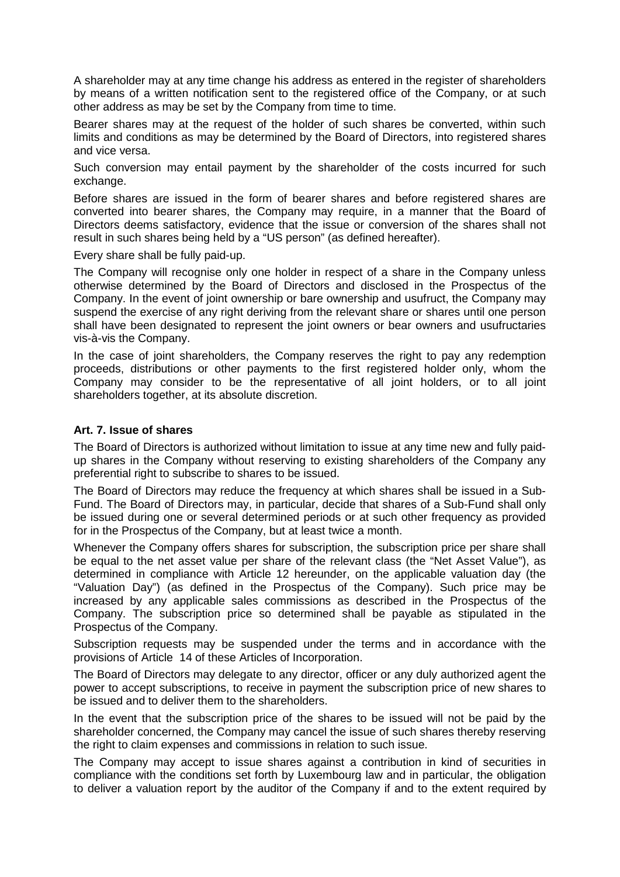A shareholder may at any time change his address as entered in the register of shareholders by means of a written notification sent to the registered office of the Company, or at such other address as may be set by the Company from time to time.

Bearer shares may at the request of the holder of such shares be converted, within such limits and conditions as may be determined by the Board of Directors, into registered shares and vice versa.

Such conversion may entail payment by the shareholder of the costs incurred for such exchange.

Before shares are issued in the form of bearer shares and before registered shares are converted into bearer shares, the Company may require, in a manner that the Board of Directors deems satisfactory, evidence that the issue or conversion of the shares shall not result in such shares being held by a "US person" (as defined hereafter).

Every share shall be fully paid-up.

The Company will recognise only one holder in respect of a share in the Company unless otherwise determined by the Board of Directors and disclosed in the Prospectus of the Company. In the event of joint ownership or bare ownership and usufruct, the Company may suspend the exercise of any right deriving from the relevant share or shares until one person shall have been designated to represent the joint owners or bear owners and usufructaries vis-à-vis the Company.

In the case of joint shareholders, the Company reserves the right to pay any redemption proceeds, distributions or other payments to the first registered holder only, whom the Company may consider to be the representative of all joint holders, or to all joint shareholders together, at its absolute discretion.

**Art. 7. Issue of shares**

The Board of Directors is authorized without limitation to issue at any time new and fully paid-up shares in the Company without reserving to existing shareholders of the Company any preferential right to subscribe to shares to be issued.

The Board of Directors may reduce the frequency at which shares shall be issued in a Sub-Fund. The Board of Directors may, in particular, decide that shares of a Sub-Fund shall only be issued during one or several determined periods or at such other frequency as provided for in the Prospectus of the Company, but at least twice a month.

Whenever the Company offers shares for subscription, the subscription price per share shall be equal to the net asset value per share of the relevant class (the "Net Asset Value"), as determined in compliance with Article 12 hereunder, on the applicable valuation day (the "Valuation Day") (as defined in the Prospectus of the Company). Such price may be increased by any applicable sales commissions as described in the Prospectus of the Company. The subscription price so determined shall be payable as stipulated in the Prospectus of the Company.

Subscription requests may be suspended under the terms and in accordance with the provisions of Article 14 of these Articles of Incorporation.

The Board of Directors may delegate to any director, officer or any duly authorized agent the power to accept subscriptions, to receive in payment the subscription price of new shares to be issued and to deliver them to the shareholders.

In the event that the subscription price of the shares to be issued will not be paid by the shareholder concerned, the Company may cancel the issue of such shares thereby reserving the right to claim expenses and commissions in relation to such issue.

The Company may accept to issue shares against a contribution in kind of securities in compliance with the conditions set forth by Luxembourg law and in particular, the obligation to deliver a valuation report by the auditor of the Company if and to the extent required by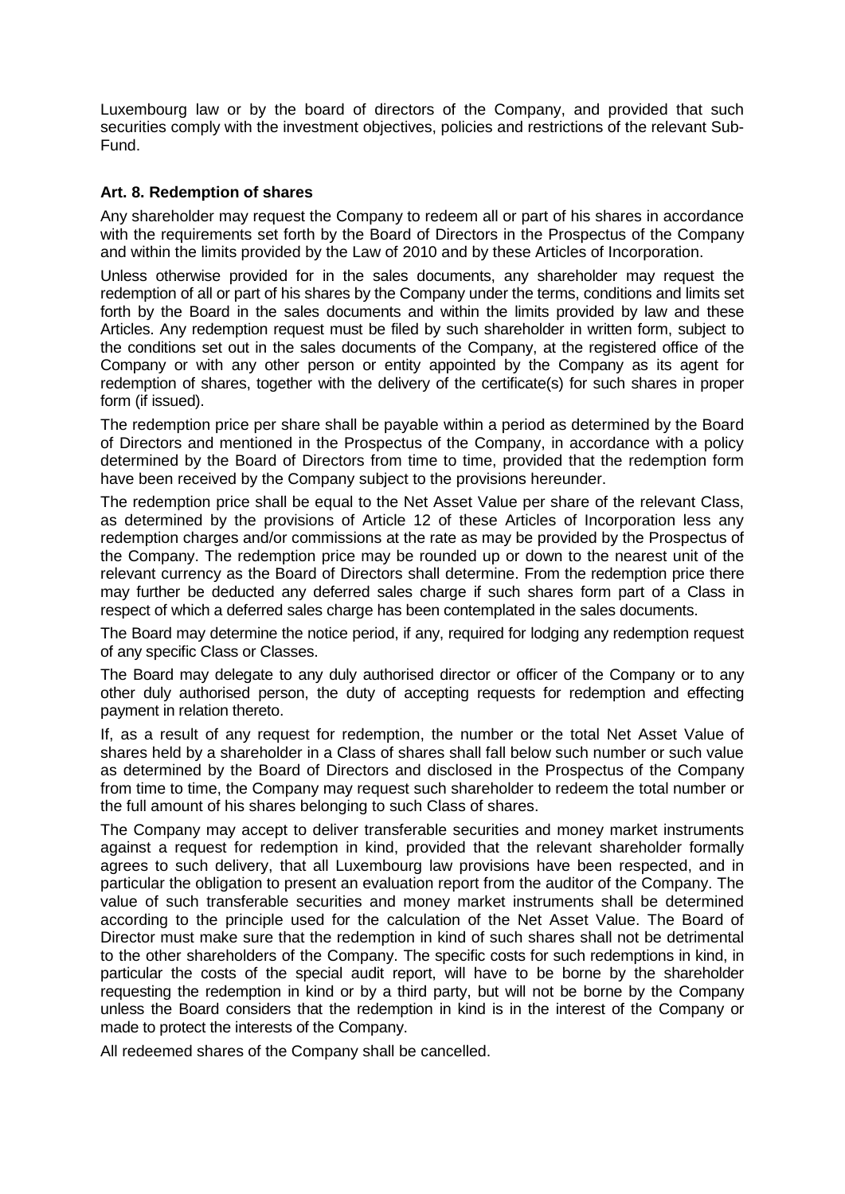Luxembourg law or by the board of directors of the Company, and provided that such securities comply with the investment objectives, policies and restrictions of the relevant Sub-Fund.

### Art. 8. Redemption of shares

Any shareholder may request the Company to redeem all or part of his shares in accordance with the requirements set forth by the Board of Directors in the Prospectus of the Company and within the limits provided by the Law of 2010 and by these Articles of Incorporation.

Unless otherwise provided for in the sales documents, any shareholder may request the redemption of all or part of his shares by the Company under the terms, conditions and limits set forth by the Board in the sales documents and within the limits provided by law and these Articles. Any redemption request must be filed by such shareholder in written form, subject to the conditions set out in the sales documents of the Company, at the registered office of the Company or with any other person or entity appointed by the Company as its agent for redemption of shares, together with the delivery of the certificate(s) for such shares in proper form (if issued).

The redemption price per share shall be payable within a period as determined by the Board of Directors and mentioned in the Prospectus of the Company, in accordance with a policy determined by the Board of Directors from time to time, provided that the redemption form have been received by the Company subject to the provisions hereunder.

The redemption price shall be equal to the Net Asset Value per share of the relevant Class, as determined by the provisions of Article 12 of these Articles of Incorporation less any redemption charges and/or commissions at the rate as may be provided by the Prospectus of the Company. The redemption price may be rounded up or down to the nearest unit of the relevant currency as the Board of Directors shall determine. From the redemption price there may further be deducted any deferred sales charge if such shares form part of a Class in respect of which a deferred sales charge has been contemplated in the sales documents.

The Board may determine the notice period, if any, required for lodging any redemption request of any specific Class or Classes.

The Board may delegate to any duly authorised director or officer of the Company or to any other duly authorised person, the duty of accepting requests for redemption and effecting payment in relation thereto.

If, as a result of any request for redemption, the number or the total Net Asset Value of shares held by a shareholder in a Class of shares shall fall below such number or such value as determined by the Board of Directors and disclosed in the Prospectus of the Company from time to time, the Company may request such shareholder to redeem the total number or the full amount of his shares belonging to such Class of shares.

The Company may accept to deliver transferable securities and money market instruments against a request for redemption in kind, provided that the relevant shareholder formally agrees to such delivery, that all Luxembourg law provisions have been respected, and in particular the obligation to present an evaluation report from the auditor of the Company. The value of such transferable securities and money market instruments shall be determined according to the principle used for the calculation of the Net Asset Value. The Board of Director must make sure that the redemption in kind of such shares shall not be detrimental to the other shareholders of the Company. The specific costs for such redemptions in kind, in particular the costs of the special audit report, will have to be borne by the shareholder requesting the redemption in kind or by a third party, but will not be borne by the Company unless the Board considers that the redemption in kind is in the interest of the Company or made to protect the interests of the Company.

All redeemed shares of the Company shall be cancelled.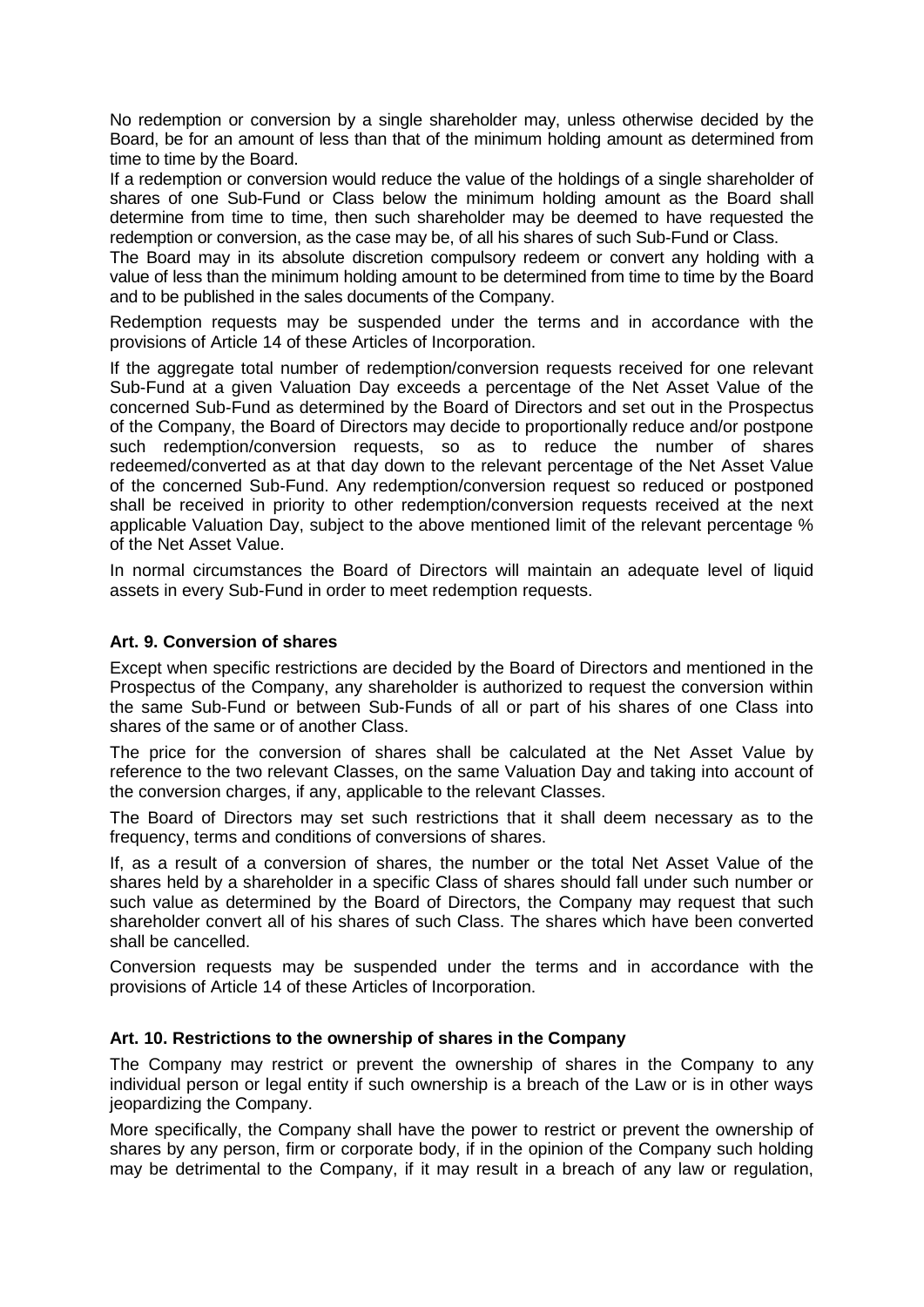No redemption or conversion by a single shareholder may, unless otherwise decided by the Board, be for an amount of less than that of the minimum holding amount as determined from time to time by the Board.

If a redemption or conversion would reduce the value of the holdings of a single shareholder of shares of one Sub-Fund or Class below the minimum holding amount as the Board shall determine from time to time, then such shareholder may be deemed to have requested the redemption or conversion, as the case may be, of all his shares of such Sub-Fund or Class.

The Board may in its absolute discretion compulsory redeem or convert any holding with a value of less than the minimum holding amount to be determined from time to time by the Board and to be published in the sales documents of the Company.

Redemption requests may be suspended under the terms and in accordance with the provisions of Article 14 of these Articles of Incorporation.

If the aggregate total number of redemption/conversion requests received for one relevant Sub-Fund at a given Valuation Day exceeds a percentage of the Net Asset Value of the concerned Sub-Fund as determined by the Board of Directors and set out in the Prospectus of the Company, the Board of Directors may decide to proportionally reduce and/or postpone such redemption/conversion requests, so as to reduce the number of shares redeemed/converted as at that day down to the relevant percentage of the Net Asset Value of the concerned Sub-Fund. Any redemption/conversion request so reduced or postponed shall be received in priority to other redemption/conversion requests received at the next applicable Valuation Day, subject to the above mentioned limit of the relevant percentage % of the Net Asset Value.

In normal circumstances the Board of Directors will maintain an adequate level of liquid assets in every Sub-Fund in order to meet redemption requests.

**Art. 9. Conversion of shares**

Except when specific restrictions are decided by the Board of Directors and mentioned in the Prospectus of the Company, any shareholder is authorized to request the conversion within the same Sub-Fund or between Sub-Funds of all or part of his shares of one Class into shares of the same or of another Class.

The price for the conversion of shares shall be calculated at the Net Asset Value by reference to the two relevant Classes, on the same Valuation Day and taking into account of the conversion charges, if any, applicable to the relevant Classes.

The Board of Directors may set such restrictions that it shall deem necessary as to the frequency, terms and conditions of conversions of shares.

If, as a result of a conversion of shares, the number or the total Net Asset Value of the shares held by a shareholder in a specific Class of shares should fall under such number or such value as determined by the Board of Directors, the Company may request that such shareholder convert all of his shares of such Class. The shares which have been converted shall be cancelled.

Conversion requests may be suspended under the terms and in accordance with the provisions of Article 14 of these Articles of Incorporation.

**Art. 10. Restrictions to the ownership of shares in the Company**

The Company may restrict or prevent the ownership of shares in the Company to any individual person or legal entity if such ownership is a breach of the Law or is in other ways jeopardizing the Company.

More specifically, the Company shall have the power to restrict or prevent the ownership of shares by any person, firm or corporate body, if in the opinion of the Company such holding may be detrimental to the Company, if it may result in a breach of any law or regulation,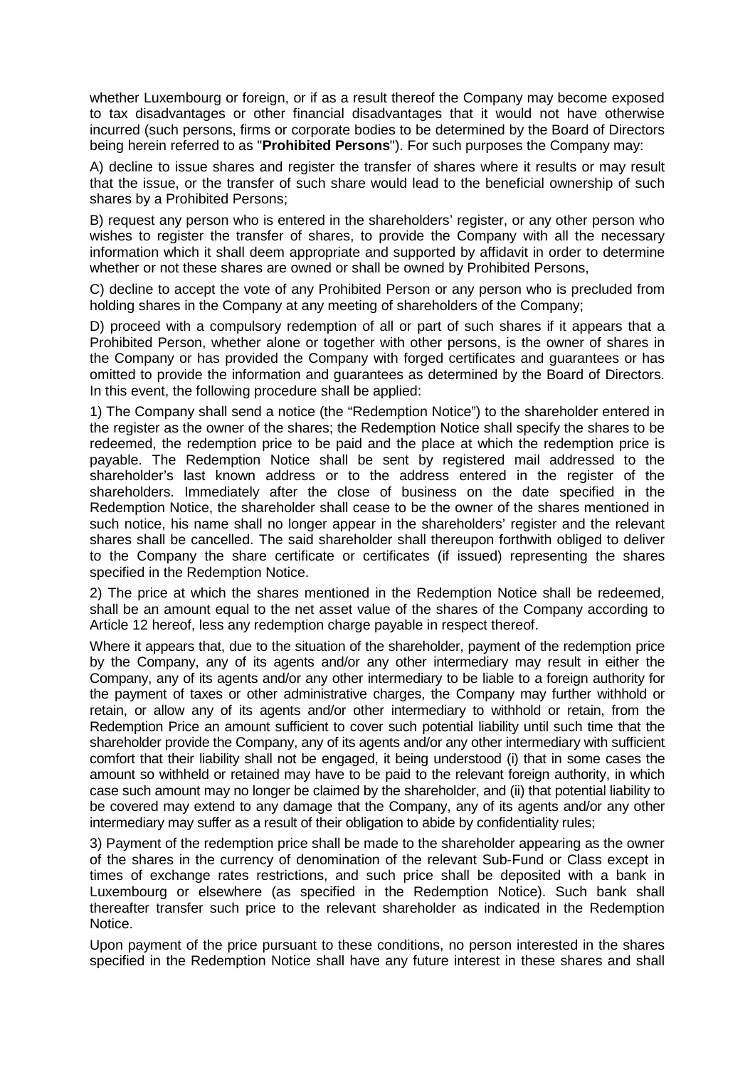whether Luxembourg or foreign, or if as a result thereof the Company may become exposed to tax disadvantages or other financial disadvantages that it would not have otherwise incurred (such persons, firms or corporate bodies to be determined by the Board of Directors being herein referred to as "**Prohibited Persons**"). For such purposes the Company may:

A) decline to issue shares and register the transfer of shares where it results or may result that the issue, or the transfer of such share would lead to the beneficial ownership of such shares by a Prohibited Persons;

B) request any person who is entered in the shareholders' register, or any other person who wishes to register the transfer of shares, to provide the Company with all the necessary information which it shall deem appropriate and supported by affidavit in order to determine whether or not these shares are owned or shall be owned by Prohibited Persons,

C) decline to accept the vote of any Prohibited Person or any person who is precluded from holding shares in the Company at any meeting of shareholders of the Company;

D) proceed with a compulsory redemption of all or part of such shares if it appears that a Prohibited Person, whether alone or together with other persons, is the owner of shares in the Company or has provided the Company with forged certificates and guarantees or has omitted to provide the information and guarantees as determined by the Board of Directors. In this event, the following procedure shall be applied:

1) The Company shall send a notice (the "Redemption Notice") to the shareholder entered in the register as the owner of the shares; the Redemption Notice shall specify the shares to be redeemed, the redemption price to be paid and the place at which the redemption price is payable. The Redemption Notice shall be sent by registered mail addressed to the shareholder's last known address or to the address entered in the register of the shareholders. Immediately after the close of business on the date specified in the Redemption Notice, the shareholder shall cease to be the owner of the shares mentioned in such notice, his name shall no longer appear in the shareholders' register and the relevant shares shall be cancelled. The said shareholder shall thereupon forthwith obliged to deliver to the Company the share certificate or certificates (if issued) representing the shares specified in the Redemption Notice.

2) The price at which the shares mentioned in the Redemption Notice shall be redeemed, shall be an amount equal to the net asset value of the shares of the Company according to Article 12 hereof, less any redemption charge payable in respect thereof.

Where it appears that, due to the situation of the shareholder, payment of the redemption price by the Company, any of its agents and/or any other intermediary may result in either the Company, any of its agents and/or any other intermediary to be liable to a foreign authority for the payment of taxes or other administrative charges, the Company may further withhold or retain, or allow any of its agents and/or other intermediary to withhold or retain, from the Redemption Price an amount sufficient to cover such potential liability until such time that the shareholder provide the Company, any of its agents and/or any other intermediary with sufficient comfort that their liability shall not be engaged, it being understood (i) that in some cases the amount so withheld or retained may have to be paid to the relevant foreign authority, in which case such amount may no longer be claimed by the shareholder, and (ii) that potential liability to be covered may extend to any damage that the Company, any of its agents and/or any other intermediary may suffer as a result of their obligation to abide by confidentiality rules;

3) Payment of the redemption price shall be made to the shareholder appearing as the owner of the shares in the currency of denomination of the relevant Sub-Fund or Class except in times of exchange rates restrictions, and such price shall be deposited with a bank in Luxembourg or elsewhere (as specified in the Redemption Notice). Such bank shall thereafter transfer such price to the relevant shareholder as indicated in the Redemption Notice.

Upon payment of the price pursuant to these conditions, no person interested in the shares specified in the Redemption Notice shall have any future interest in these shares and shall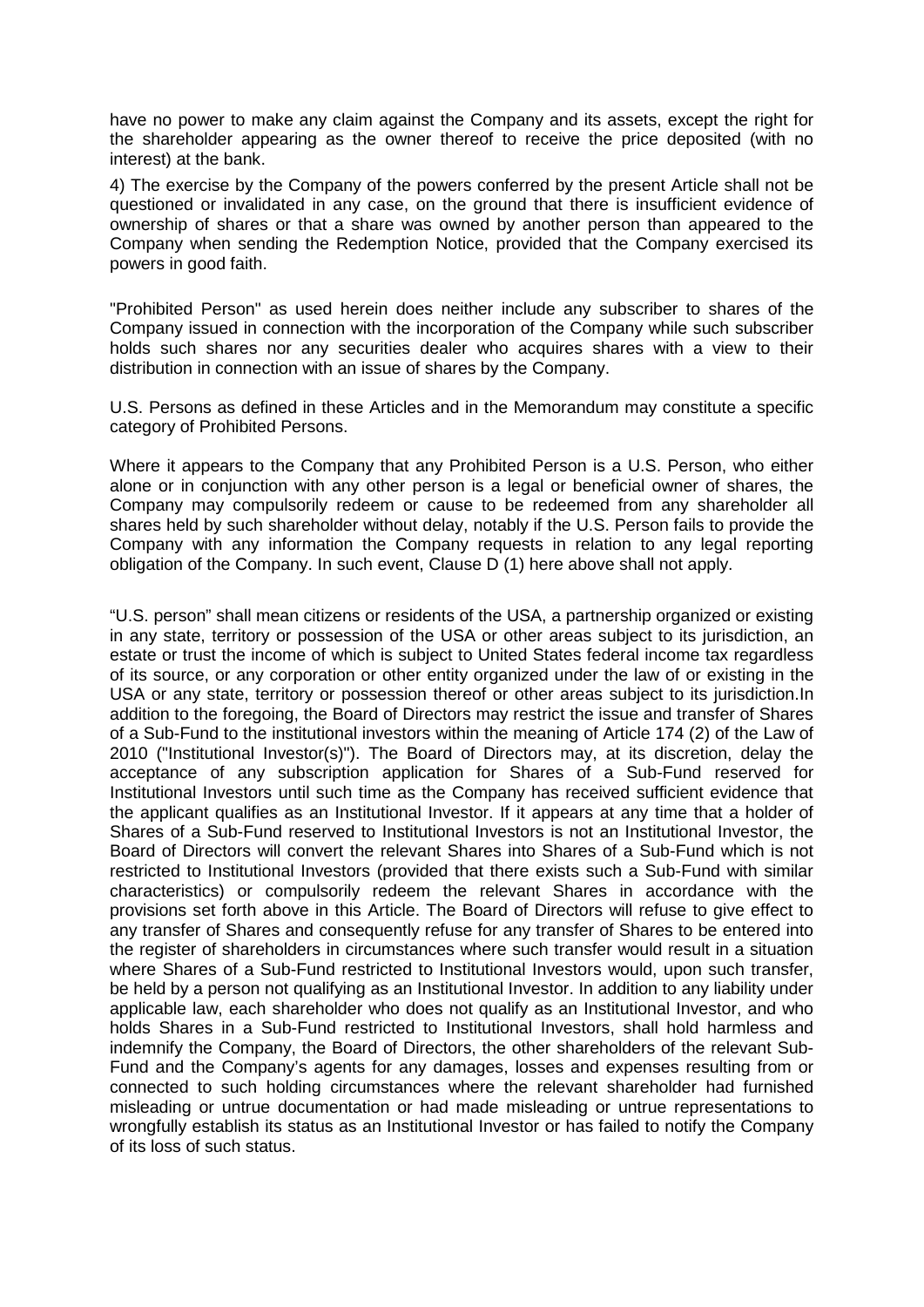have no power to make any claim against the Company and its assets, except the right for the shareholder appearing as the owner thereof to receive the price deposited (with no interest) at the bank.

4) The exercise by the Company of the powers conferred by the present Article shall not be questioned or invalidated in any case, on the ground that there is insufficient evidence of ownership of shares or that a share was owned by another person than appeared to the Company when sending the Redemption Notice, provided that the Company exercised its powers in good faith.

"Prohibited Person" as used herein does neither include any subscriber to shares of the Company issued in connection with the incorporation of the Company while such subscriber holds such shares nor any securities dealer who acquires shares with a view to their distribution in connection with an issue of shares by the Company.

U.S. Persons as defined in these Articles and in the Memorandum may constitute a specific category of Prohibited Persons.

Where it appears to the Company that any Prohibited Person is a U.S. Person, who either alone or in conjunction with any other person is a legal or beneficial owner of shares, the Company may compulsorily redeem or cause to be redeemed from any shareholder all shares held by such shareholder without delay, notably if the U.S. Person fails to provide the Company with any information the Company requests in relation to any legal reporting obligation of the Company. In such event, Clause D (1) here above shall not apply.

"U.S. person" shall mean citizens or residents of the USA, a partnership organized or existing in any state, territory or possession of the USA or other areas subject to its jurisdiction, an estate or trust the income of which is subject to United States federal income tax regardless of its source, or any corporation or other entity organized under the law of or existing in the USA or any state, territory or possession thereof or other areas subject to its jurisdiction.In addition to the foregoing, the Board of Directors may restrict the issue and transfer of Shares of a Sub-Fund to the institutional investors within the meaning of Article 174 (2) of the Law of 2010 ("Institutional Investor(s)"). The Board of Directors may, at its discretion, delay the acceptance of any subscription application for Shares of a Sub-Fund reserved for Institutional Investors until such time as the Company has received sufficient evidence that the applicant qualifies as an Institutional Investor. If it appears at any time that a holder of Shares of a Sub-Fund reserved to Institutional Investors is not an Institutional Investor, the Board of Directors will convert the relevant Shares into Shares of a Sub-Fund which is not restricted to Institutional Investors (provided that there exists such a Sub-Fund with similar characteristics) or compulsorily redeem the relevant Shares in accordance with the provisions set forth above in this Article. The Board of Directors will refuse to give effect to any transfer of Shares and consequently refuse for any transfer of Shares to be entered into the register of shareholders in circumstances where such transfer would result in a situation where Shares of a Sub-Fund restricted to Institutional Investors would, upon such transfer, be held by a person not qualifying as an Institutional Investor. In addition to any liability under applicable law, each shareholder who does not qualify as an Institutional Investor, and who holds Shares in a Sub-Fund restricted to Institutional Investors, shall hold harmless and indemnify the Company, the Board of Directors, the other shareholders of the relevant Sub-Fund and the Company's agents for any damages, losses and expenses resulting from or connected to such holding circumstances where the relevant shareholder had furnished misleading or untrue documentation or had made misleading or untrue representations to wrongfully establish its status as an Institutional Investor or has failed to notify the Company of its loss of such status.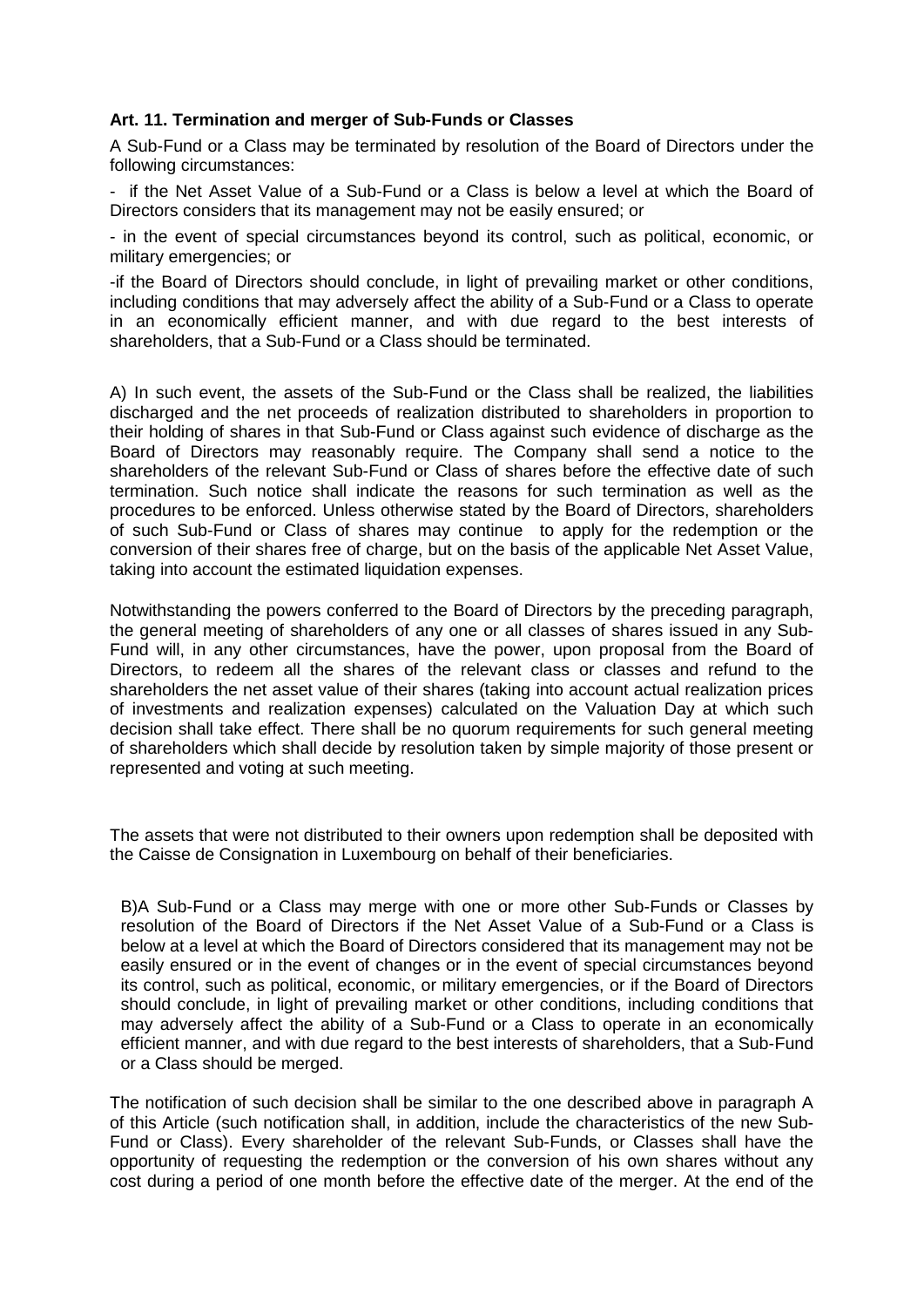**Art. 11. Termination and merger of Sub-Funds or Classes**

A Sub-Fund or a Class may be terminated by resolution of the Board of Directors under the following circumstances:

- if the Net Asset Value of a Sub-Fund or a Class is below a level at which the Board of Directors considers that its management may not be easily ensured; or

- in the event of special circumstances beyond its control, such as political, economic, or military emergencies; or

-if the Board of Directors should conclude, in light of prevailing market or other conditions, including conditions that may adversely affect the ability of a Sub-Fund or a Class to operate in an economically efficient manner, and with due regard to the best interests of shareholders, that a Sub-Fund or a Class should be terminated.

A) In such event, the assets of the Sub-Fund or the Class shall be realized, the liabilities discharged and the net proceeds of realization distributed to shareholders in proportion to their holding of shares in that Sub-Fund or Class against such evidence of discharge as the Board of Directors may reasonably require. The Company shall send a notice to the shareholders of the relevant Sub-Fund or Class of shares before the effective date of such termination. Such notice shall indicate the reasons for such termination as well as the procedures to be enforced. Unless otherwise stated by the Board of Directors, shareholders of such Sub-Fund or Class of shares may continue to apply for the redemption or the conversion of their shares free of charge, but on the basis of the applicable Net Asset Value, taking into account the estimated liquidation expenses.

Notwithstanding the powers conferred to the Board of Directors by the preceding paragraph, the general meeting of shareholders of any one or all classes of shares issued in any Sub-Fund will, in any other circumstances, have the power, upon proposal from the Board of Directors, to redeem all the shares of the relevant class or classes and refund to the shareholders the net asset value of their shares (taking into account actual realization prices of investments and realization expenses) calculated on the Valuation Day at which such decision shall take effect. There shall be no quorum requirements for such general meeting of shareholders which shall decide by resolution taken by simple majority of those present or represented and voting at such meeting.

The assets that were not distributed to their owners upon redemption shall be deposited with the Caisse de Consignation in Luxembourg on behalf of their beneficiaries.

B)A Sub-Fund or a Class may merge with one or more other Sub-Funds or Classes by resolution of the Board of Directors if the Net Asset Value of a Sub-Fund or a Class is below at a level at which the Board of Directors considered that its management may not be easily ensured or in the event of changes or in the event of special circumstances beyond its control, such as political, economic, or military emergencies, or if the Board of Directors should conclude, in light of prevailing market or other conditions, including conditions that may adversely affect the ability of a Sub-Fund or a Class to operate in an economically efficient manner, and with due regard to the best interests of shareholders, that a Sub-Fund or a Class should be merged.

The notification of such decision shall be similar to the one described above in paragraph A of this Article (such notification shall, in addition, include the characteristics of the new Sub-Fund or Class). Every shareholder of the relevant Sub-Funds, or Classes shall have the opportunity of requesting the redemption or the conversion of his own shares without any cost during a period of one month before the effective date of the merger. At the end of the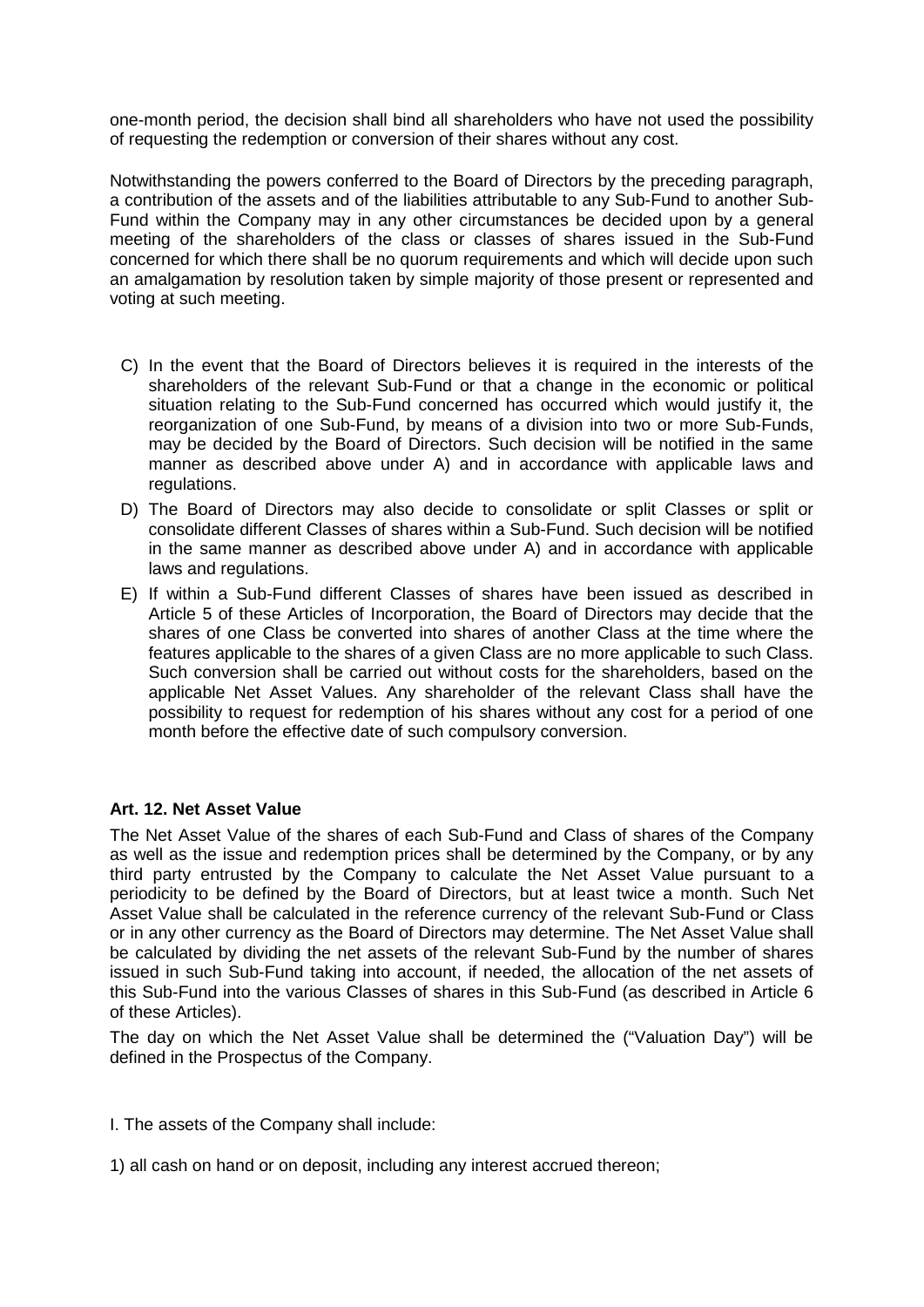one-month period, the decision shall bind all shareholders who have not used the possibility of requesting the redemption or conversion of their shares without any cost.

Notwithstanding the powers conferred to the Board of Directors by the preceding paragraph, a contribution of the assets and of the liabilities attributable to any Sub-Fund to another Sub-Fund within the Company may in any other circumstances be decided upon by a general meeting of the shareholders of the class or classes of shares issued in the Sub-Fund concerned for which there shall be no quorum requirements and which will decide upon such an amalgamation by resolution taken by simple majority of those present or represented and voting at such meeting.

C) In the event that the Board of Directors believes it is required in the interests of the shareholders of the relevant Sub-Fund or that a change in the economic or political situation relating to the Sub-Fund concerned has occurred which would justify it, the reorganization of one Sub-Fund, by means of a division into two or more Sub-Funds, may be decided by the Board of Directors. Such decision will be notified in the same manner as described above under A) and in accordance with applicable laws and regulations.

D) The Board of Directors may also decide to consolidate or split Classes or split or consolidate different Classes of shares within a Sub-Fund. Such decision will be notified in the same manner as described above under A) and in accordance with applicable laws and regulations.

E) If within a Sub-Fund different Classes of shares have been issued as described in Article 5 of these Articles of Incorporation, the Board of Directors may decide that the shares of one Class be converted into shares of another Class at the time where the features applicable to the shares of a given Class are no more applicable to such Class. Such conversion shall be carried out without costs for the shareholders, based on the applicable Net Asset Values. Any shareholder of the relevant Class shall have the possibility to request for redemption of his shares without any cost for a period of one month before the effective date of such compulsory conversion.

**Art. 12. Net Asset Value**

The Net Asset Value of the shares of each Sub-Fund and Class of shares of the Company as well as the issue and redemption prices shall be determined by the Company, or by any third party entrusted by the Company to calculate the Net Asset Value pursuant to a periodicity to be defined by the Board of Directors, but at least twice a month. Such Net Asset Value shall be calculated in the reference currency of the relevant Sub-Fund or Class or in any other currency as the Board of Directors may determine. The Net Asset Value shall be calculated by dividing the net assets of the relevant Sub-Fund by the number of shares issued in such Sub-Fund taking into account, if needed, the allocation of the net assets of this Sub-Fund into the various Classes of shares in this Sub-Fund (as described in Article 6 of these Articles).

The day on which the Net Asset Value shall be determined the ("Valuation Day") will be defined in the Prospectus of the Company.

I. The assets of the Company shall include:

1) all cash on hand or on deposit, including any interest accrued thereon;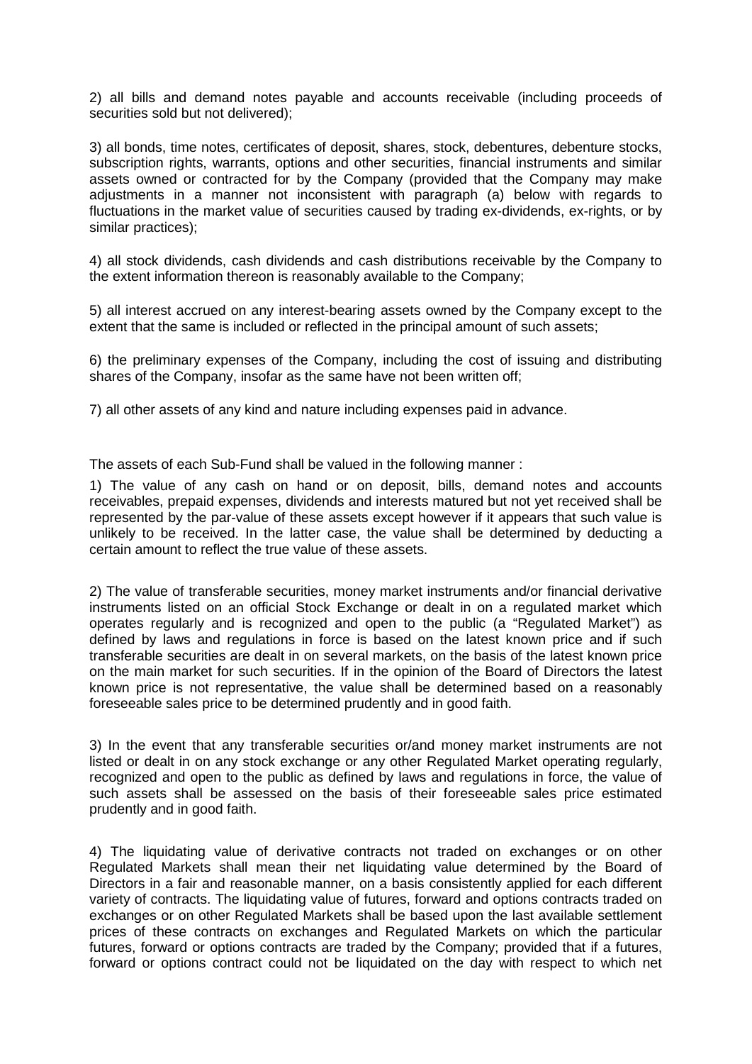2) all bills and demand notes payable and accounts receivable (including proceeds of securities sold but not delivered);

3) all bonds, time notes, certificates of deposit, shares, stock, debentures, debenture stocks, subscription rights, warrants, options and other securities, financial instruments and similar assets owned or contracted for by the Company (provided that the Company may make adjustments in a manner not inconsistent with paragraph (a) below with regards to fluctuations in the market value of securities caused by trading ex-dividends, ex-rights, or by similar practices);

4) all stock dividends, cash dividends and cash distributions receivable by the Company to the extent information thereon is reasonably available to the Company;

5) all interest accrued on any interest-bearing assets owned by the Company except to the extent that the same is included or reflected in the principal amount of such assets;

6) the preliminary expenses of the Company, including the cost of issuing and distributing shares of the Company, insofar as the same have not been written off;

7) all other assets of any kind and nature including expenses paid in advance.

The assets of each Sub-Fund shall be valued in the following manner :

1) The value of any cash on hand or on deposit, bills, demand notes and accounts receivables, prepaid expenses, dividends and interests matured but not yet received shall be represented by the par-value of these assets except however if it appears that such value is unlikely to be received. In the latter case, the value shall be determined by deducting a certain amount to reflect the true value of these assets.

2) The value of transferable securities, money market instruments and/or financial derivative instruments listed on an official Stock Exchange or dealt in on a regulated market which operates regularly and is recognized and open to the public (a "Regulated Market") as defined by laws and regulations in force is based on the latest known price and if such transferable securities are dealt in on several markets, on the basis of the latest known price on the main market for such securities. If in the opinion of the Board of Directors the latest known price is not representative, the value shall be determined based on a reasonably foreseeable sales price to be determined prudently and in good faith.

3) In the event that any transferable securities or/and money market instruments are not listed or dealt in on any stock exchange or any other Regulated Market operating regularly, recognized and open to the public as defined by laws and regulations in force, the value of such assets shall be assessed on the basis of their foreseeable sales price estimated prudently and in good faith.

4) The liquidating value of derivative contracts not traded on exchanges or on other Regulated Markets shall mean their net liquidating value determined by the Board of Directors in a fair and reasonable manner, on a basis consistently applied for each different variety of contracts. The liquidating value of futures, forward and options contracts traded on exchanges or on other Regulated Markets shall be based upon the last available settlement prices of these contracts on exchanges and Regulated Markets on which the particular futures, forward or options contracts are traded by the Company; provided that if a futures, forward or options contract could not be liquidated on the day with respect to which net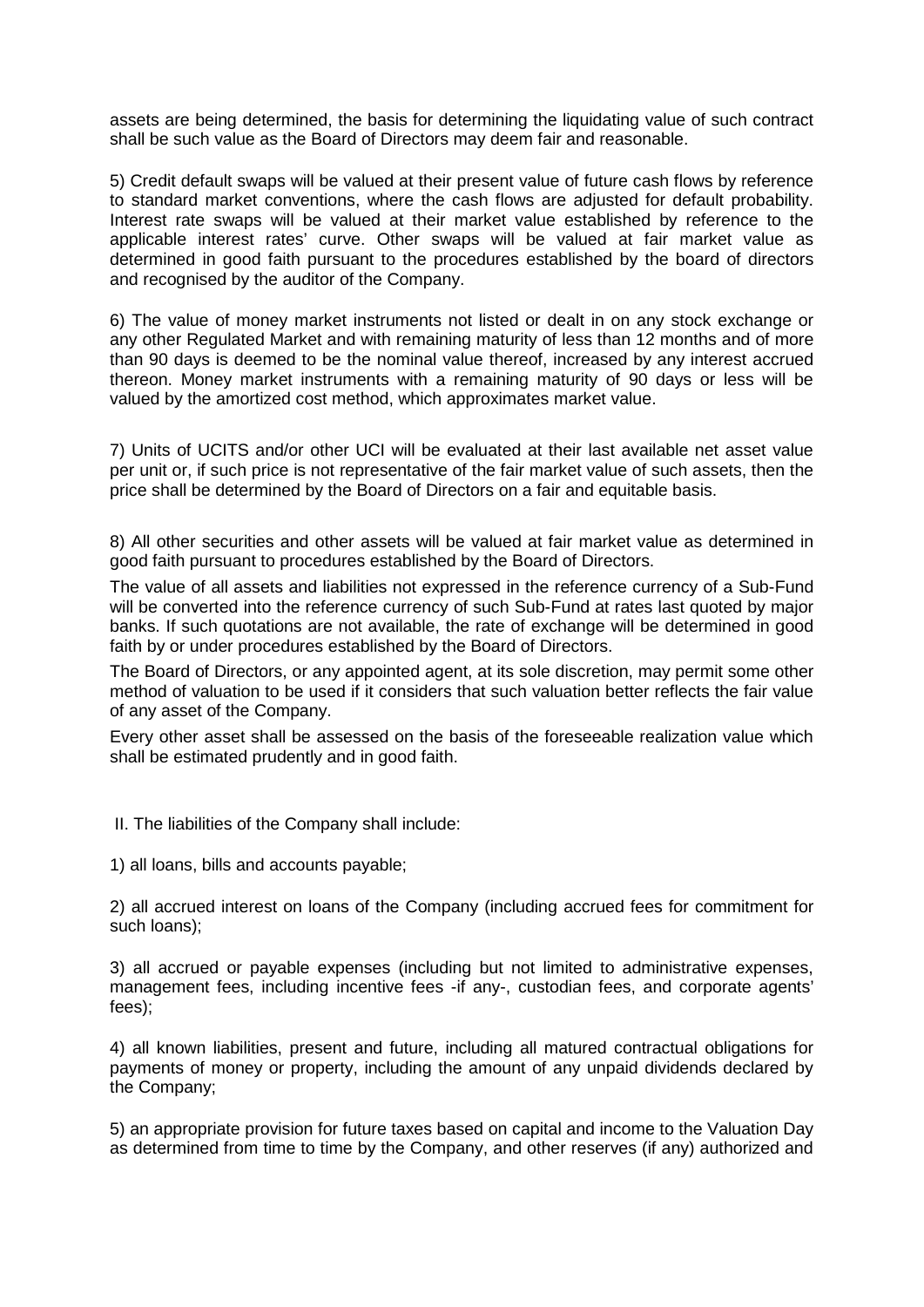assets are being determined, the basis for determining the liquidating value of such contract shall be such value as the Board of Directors may deem fair and reasonable.

5) Credit default swaps will be valued at their present value of future cash flows by reference to standard market conventions, where the cash flows are adjusted for default probability. Interest rate swaps will be valued at their market value established by reference to the applicable interest rates' curve. Other swaps will be valued at fair market value as determined in good faith pursuant to the procedures established by the board of directors and recognised by the auditor of the Company.

6) The value of money market instruments not listed or dealt in on any stock exchange or any other Regulated Market and with remaining maturity of less than 12 months and of more than 90 days is deemed to be the nominal value thereof, increased by any interest accrued thereon. Money market instruments with a remaining maturity of 90 days or less will be valued by the amortized cost method, which approximates market value.

7) Units of UCITS and/or other UCI will be evaluated at their last available net asset value per unit or, if such price is not representative of the fair market value of such assets, then the price shall be determined by the Board of Directors on a fair and equitable basis.

8) All other securities and other assets will be valued at fair market value as determined in good faith pursuant to procedures established by the Board of Directors.

The value of all assets and liabilities not expressed in the reference currency of a Sub-Fund will be converted into the reference currency of such Sub-Fund at rates last quoted by major banks. If such quotations are not available, the rate of exchange will be determined in good faith by or under procedures established by the Board of Directors.

The Board of Directors, or any appointed agent, at its sole discretion, may permit some other method of valuation to be used if it considers that such valuation better reflects the fair value of any asset of the Company.

Every other asset shall be assessed on the basis of the foreseeable realization value which shall be estimated prudently and in good faith.

II. The liabilities of the Company shall include:

1) all loans, bills and accounts payable;

2) all accrued interest on loans of the Company (including accrued fees for commitment for such loans);

3) all accrued or payable expenses (including but not limited to administrative expenses, management fees, including incentive fees -if any-, custodian fees, and corporate agents' fees);

4) all known liabilities, present and future, including all matured contractual obligations for payments of money or property, including the amount of any unpaid dividends declared by the Company;

5) an appropriate provision for future taxes based on capital and income to the Valuation Day as determined from time to time by the Company, and other reserves (if any) authorized and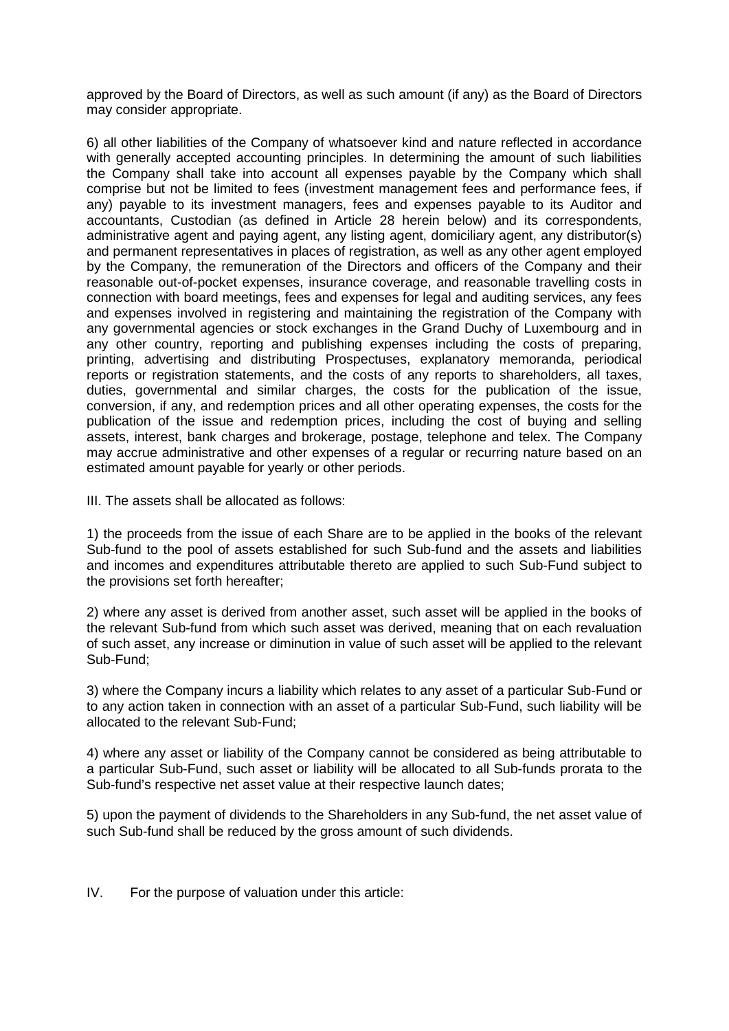approved by the Board of Directors, as well as such amount (if any) as the Board of Directors may consider appropriate.

6) all other liabilities of the Company of whatsoever kind and nature reflected in accordance with generally accepted accounting principles. In determining the amount of such liabilities the Company shall take into account all expenses payable by the Company which shall comprise but not be limited to fees (investment management fees and performance fees, if any) payable to its investment managers, fees and expenses payable to its Auditor and accountants, Custodian (as defined in Article 28 herein below) and its correspondents, administrative agent and paying agent, any listing agent, domiciliary agent, any distributor(s) and permanent representatives in places of registration, as well as any other agent employed by the Company, the remuneration of the Directors and officers of the Company and their reasonable out-of-pocket expenses, insurance coverage, and reasonable travelling costs in connection with board meetings, fees and expenses for legal and auditing services, any fees and expenses involved in registering and maintaining the registration of the Company with any governmental agencies or stock exchanges in the Grand Duchy of Luxembourg and in any other country, reporting and publishing expenses including the costs of preparing, printing, advertising and distributing Prospectuses, explanatory memoranda, periodical reports or registration statements, and the costs of any reports to shareholders, all taxes, duties, governmental and similar charges, the costs for the publication of the issue, conversion, if any, and redemption prices and all other operating expenses, the costs for the publication of the issue and redemption prices, including the cost of buying and selling assets, interest, bank charges and brokerage, postage, telephone and telex. The Company may accrue administrative and other expenses of a regular or recurring nature based on an estimated amount payable for yearly or other periods.

III. The assets shall be allocated as follows:

1) the proceeds from the issue of each Share are to be applied in the books of the relevant Sub-fund to the pool of assets established for such Sub-fund and the assets and liabilities and incomes and expenditures attributable thereto are applied to such Sub-Fund subject to the provisions set forth hereafter;

2) where any asset is derived from another asset, such asset will be applied in the books of the relevant Sub-fund from which such asset was derived, meaning that on each revaluation of such asset, any increase or diminution in value of such asset will be applied to the relevant Sub-Fund;

3) where the Company incurs a liability which relates to any asset of a particular Sub-Fund or to any action taken in connection with an asset of a particular Sub-Fund, such liability will be allocated to the relevant Sub-Fund;

4) where any asset or liability of the Company cannot be considered as being attributable to a particular Sub-Fund, such asset or liability will be allocated to all Sub-funds prorata to the Sub-fund's respective net asset value at their respective launch dates;

5) upon the payment of dividends to the Shareholders in any Sub-fund, the net asset value of such Sub-fund shall be reduced by the gross amount of such dividends.

IV. For the purpose of valuation under this article: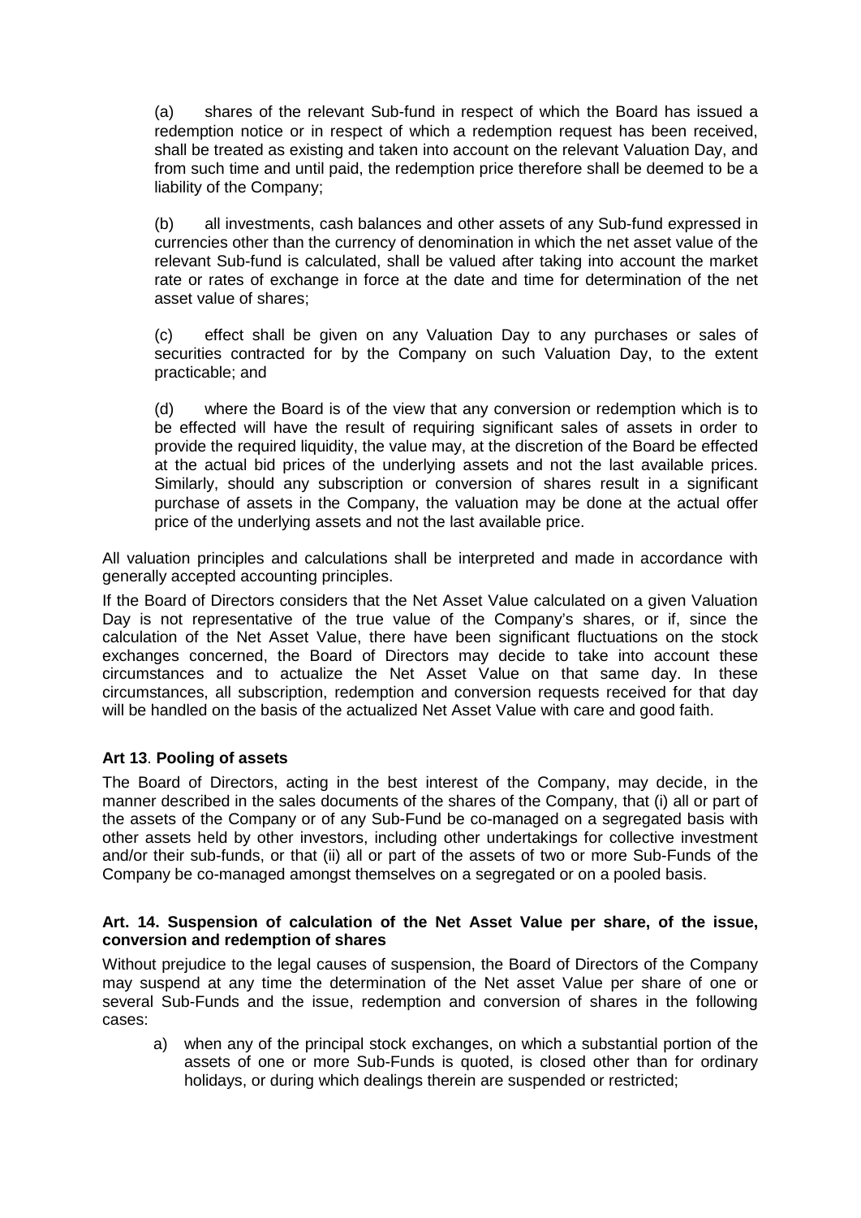(a) shares of the relevant Sub-fund in respect of which the Board has issued a redemption notice or in respect of which a redemption request has been received, shall be treated as existing and taken into account on the relevant Valuation Day, and from such time and until paid, the redemption price therefore shall be deemed to be a liability of the Company;

(b) all investments, cash balances and other assets of any Sub-fund expressed in currencies other than the currency of denomination in which the net asset value of the relevant Sub-fund is calculated, shall be valued after taking into account the market rate or rates of exchange in force at the date and time for determination of the net asset value of shares;

(c) effect shall be given on any Valuation Day to any purchases or sales of securities contracted for by the Company on such Valuation Day, to the extent practicable; and

(d) where the Board is of the view that any conversion or redemption which is to be effected will have the result of requiring significant sales of assets in order to provide the required liquidity, the value may, at the discretion of the Board be effected at the actual bid prices of the underlying assets and not the last available prices. Similarly, should any subscription or conversion of shares result in a significant purchase of assets in the Company, the valuation may be done at the actual offer price of the underlying assets and not the last available price.

All valuation principles and calculations shall be interpreted and made in accordance with generally accepted accounting principles.

If the Board of Directors considers that the Net Asset Value calculated on a given Valuation Day is not representative of the true value of the Company's shares, or if, since the calculation of the Net Asset Value, there have been significant fluctuations on the stock exchanges concerned, the Board of Directors may decide to take into account these circumstances and to actualize the Net Asset Value on that same day. In these circumstances, all subscription, redemption and conversion requests received for that day will be handled on the basis of the actualized Net Asset Value with care and good faith.

**Art 13**. **Pooling of assets**

The Board of Directors, acting in the best interest of the Company, may decide, in the manner described in the sales documents of the shares of the Company, that (i) all or part of the assets of the Company or of any Sub-Fund be co-managed on a segregated basis with other assets held by other investors, including other undertakings for collective investment and/or their sub-funds, or that (ii) all or part of the assets of two or more Sub-Funds of the Company be co-managed amongst themselves on a segregated or on a pooled basis.

**Art. 14. Suspension of calculation of the Net Asset Value per share, of the issue, conversion and redemption of shares**

Without prejudice to the legal causes of suspension, the Board of Directors of the Company may suspend at any time the determination of the Net asset Value per share of one or several Sub-Funds and the issue, redemption and conversion of shares in the following cases:

a) when any of the principal stock exchanges, on which a substantial portion of the assets of one or more Sub-Funds is quoted, is closed other than for ordinary holidays, or during which dealings therein are suspended or restricted;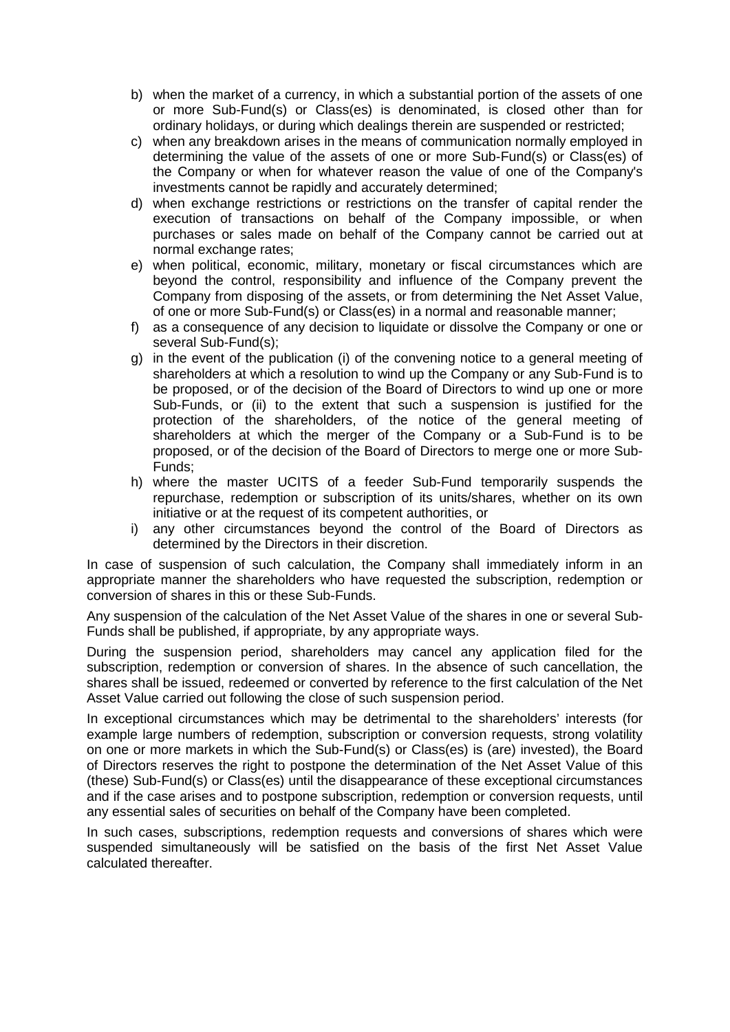b) when the market of a currency, in which a substantial portion of the assets of one or more Sub-Fund(s) or Class(es) is denominated, is closed other than for ordinary holidays, or during which dealings therein are suspended or restricted;
c) when any breakdown arises in the means of communication normally employed in determining the value of the assets of one or more Sub-Fund(s) or Class(es) of the Company or when for whatever reason the value of one of the Company's investments cannot be rapidly and accurately determined;
d) when exchange restrictions or restrictions on the transfer of capital render the execution of transactions on behalf of the Company impossible, or when purchases or sales made on behalf of the Company cannot be carried out at normal exchange rates;
e) when political, economic, military, monetary or fiscal circumstances which are beyond the control, responsibility and influence of the Company prevent the Company from disposing of the assets, or from determining the Net Asset Value, of one or more Sub-Fund(s) or Class(es) in a normal and reasonable manner;
f) as a consequence of any decision to liquidate or dissolve the Company or one or several Sub-Fund(s);
g) in the event of the publication (i) of the convening notice to a general meeting of shareholders at which a resolution to wind up the Company or any Sub-Fund is to be proposed, or of the decision of the Board of Directors to wind up one or more Sub-Funds, or (ii) to the extent that such a suspension is justified for the protection of the shareholders, of the notice of the general meeting of shareholders at which the merger of the Company or a Sub-Fund is to be proposed, or of the decision of the Board of Directors to merge one or more Sub-Funds;
h) where the master UCITS of a feeder Sub-Fund temporarily suspends the repurchase, redemption or subscription of its units/shares, whether on its own initiative or at the request of its competent authorities, or
i) any other circumstances beyond the control of the Board of Directors as determined by the Directors in their discretion.

In case of suspension of such calculation, the Company shall immediately inform in an appropriate manner the shareholders who have requested the subscription, redemption or conversion of shares in this or these Sub-Funds.

Any suspension of the calculation of the Net Asset Value of the shares in one or several Sub-Funds shall be published, if appropriate, by any appropriate ways.

During the suspension period, shareholders may cancel any application filed for the subscription, redemption or conversion of shares. In the absence of such cancellation, the shares shall be issued, redeemed or converted by reference to the first calculation of the Net Asset Value carried out following the close of such suspension period.

In exceptional circumstances which may be detrimental to the shareholders' interests (for example large numbers of redemption, subscription or conversion requests, strong volatility on one or more markets in which the Sub-Fund(s) or Class(es) is (are) invested), the Board of Directors reserves the right to postpone the determination of the Net Asset Value of this (these) Sub-Fund(s) or Class(es) until the disappearance of these exceptional circumstances and if the case arises and to postpone subscription, redemption or conversion requests, until any essential sales of securities on behalf of the Company have been completed.

In such cases, subscriptions, redemption requests and conversions of shares which were suspended simultaneously will be satisfied on the basis of the first Net Asset Value calculated thereafter.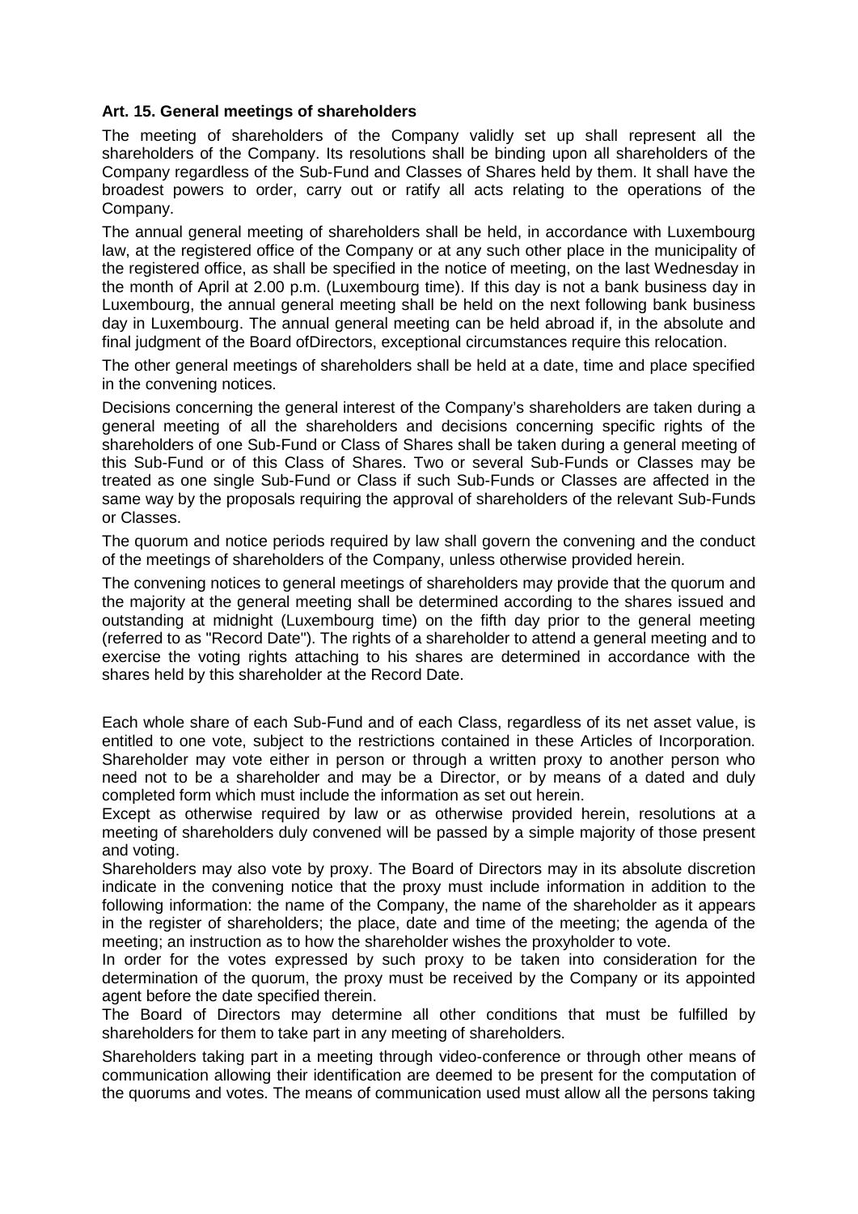**Art. 15. General meetings of shareholders**

The meeting of shareholders of the Company validly set up shall represent all the shareholders of the Company. Its resolutions shall be binding upon all shareholders of the Company regardless of the Sub-Fund and Classes of Shares held by them. It shall have the broadest powers to order, carry out or ratify all acts relating to the operations of the Company.

The annual general meeting of shareholders shall be held, in accordance with Luxembourg law, at the registered office of the Company or at any such other place in the municipality of the registered office, as shall be specified in the notice of meeting, on the last Wednesday in the month of April at 2.00 p.m. (Luxembourg time). If this day is not a bank business day in Luxembourg, the annual general meeting shall be held on the next following bank business day in Luxembourg. The annual general meeting can be held abroad if, in the absolute and final judgment of the Board ofDirectors, exceptional circumstances require this relocation.

The other general meetings of shareholders shall be held at a date, time and place specified in the convening notices.

Decisions concerning the general interest of the Company's shareholders are taken during a general meeting of all the shareholders and decisions concerning specific rights of the shareholders of one Sub-Fund or Class of Shares shall be taken during a general meeting of this Sub-Fund or of this Class of Shares. Two or several Sub-Funds or Classes may be treated as one single Sub-Fund or Class if such Sub-Funds or Classes are affected in the same way by the proposals requiring the approval of shareholders of the relevant Sub-Funds or Classes.

The quorum and notice periods required by law shall govern the convening and the conduct of the meetings of shareholders of the Company, unless otherwise provided herein.

The convening notices to general meetings of shareholders may provide that the quorum and the majority at the general meeting shall be determined according to the shares issued and outstanding at midnight (Luxembourg time) on the fifth day prior to the general meeting (referred to as "Record Date"). The rights of a shareholder to attend a general meeting and to exercise the voting rights attaching to his shares are determined in accordance with the shares held by this shareholder at the Record Date.

Each whole share of each Sub-Fund and of each Class, regardless of its net asset value, is entitled to one vote, subject to the restrictions contained in these Articles of Incorporation. Shareholder may vote either in person or through a written proxy to another person who need not to be a shareholder and may be a Director, or by means of a dated and duly completed form which must include the information as set out herein.

Except as otherwise required by law or as otherwise provided herein, resolutions at a meeting of shareholders duly convened will be passed by a simple majority of those present and voting.

Shareholders may also vote by proxy. The Board of Directors may in its absolute discretion indicate in the convening notice that the proxy must include information in addition to the following information: the name of the Company, the name of the shareholder as it appears in the register of shareholders; the place, date and time of the meeting; the agenda of the meeting; an instruction as to how the shareholder wishes the proxyholder to vote.

In order for the votes expressed by such proxy to be taken into consideration for the determination of the quorum, the proxy must be received by the Company or its appointed agent before the date specified therein.

The Board of Directors may determine all other conditions that must be fulfilled by shareholders for them to take part in any meeting of shareholders.

Shareholders taking part in a meeting through video-conference or through other means of communication allowing their identification are deemed to be present for the computation of the quorums and votes. The means of communication used must allow all the persons taking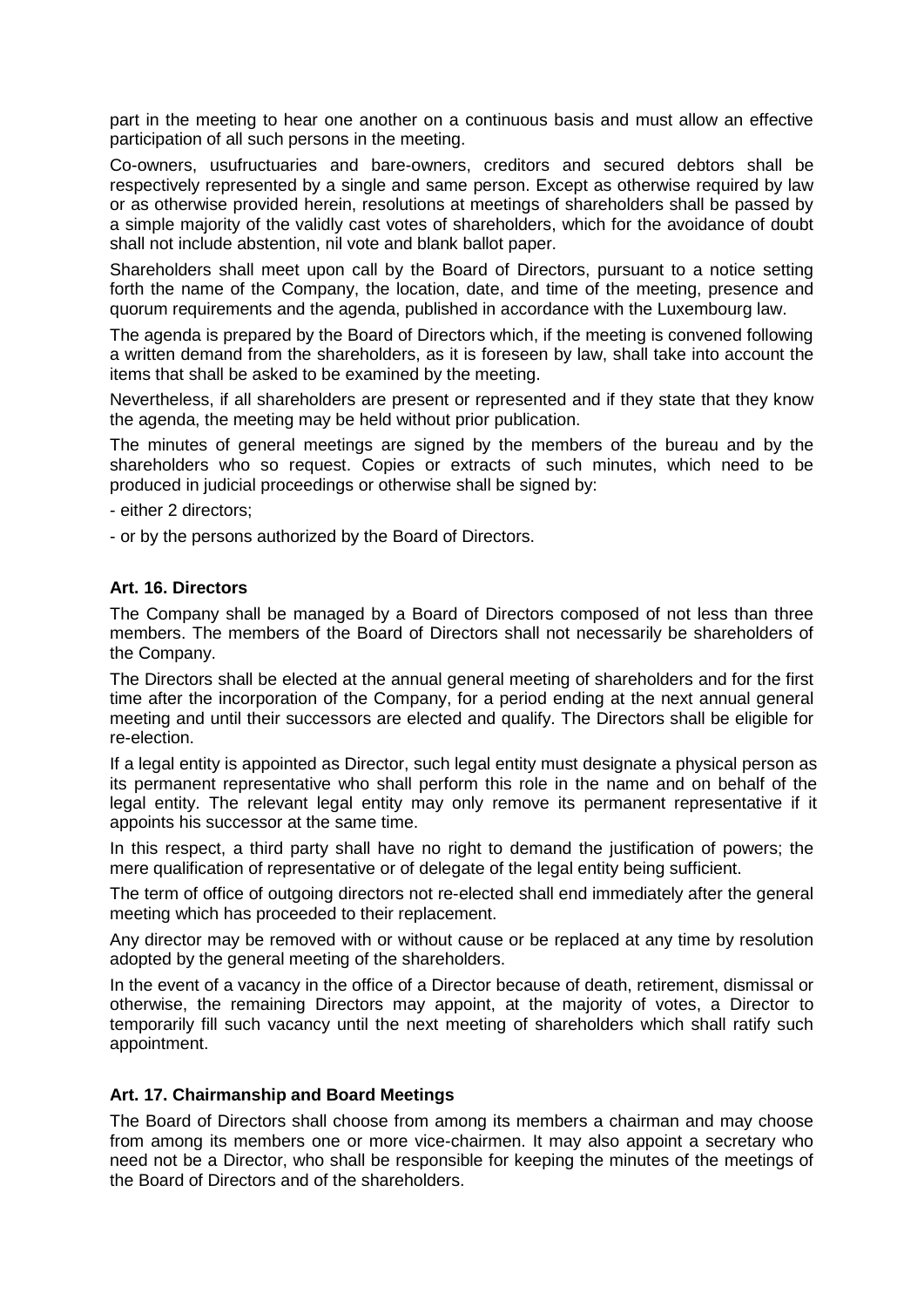part in the meeting to hear one another on a continuous basis and must allow an effective participation of all such persons in the meeting.

Co-owners, usufructuaries and bare-owners, creditors and secured debtors shall be respectively represented by a single and same person. Except as otherwise required by law or as otherwise provided herein, resolutions at meetings of shareholders shall be passed by a simple majority of the validly cast votes of shareholders, which for the avoidance of doubt shall not include abstention, nil vote and blank ballot paper.

Shareholders shall meet upon call by the Board of Directors, pursuant to a notice setting forth the name of the Company, the location, date, and time of the meeting, presence and quorum requirements and the agenda, published in accordance with the Luxembourg law.

The agenda is prepared by the Board of Directors which, if the meeting is convened following a written demand from the shareholders, as it is foreseen by law, shall take into account the items that shall be asked to be examined by the meeting.

Nevertheless, if all shareholders are present or represented and if they state that they know the agenda, the meeting may be held without prior publication.

The minutes of general meetings are signed by the members of the bureau and by the shareholders who so request. Copies or extracts of such minutes, which need to be produced in judicial proceedings or otherwise shall be signed by:

- either 2 directors;

- or by the persons authorized by the Board of Directors.

### Art. 16. Directors

The Company shall be managed by a Board of Directors composed of not less than three members. The members of the Board of Directors shall not necessarily be shareholders of the Company.

The Directors shall be elected at the annual general meeting of shareholders and for the first time after the incorporation of the Company, for a period ending at the next annual general meeting and until their successors are elected and qualify. The Directors shall be eligible for re-election.

If a legal entity is appointed as Director, such legal entity must designate a physical person as its permanent representative who shall perform this role in the name and on behalf of the legal entity. The relevant legal entity may only remove its permanent representative if it appoints his successor at the same time.

In this respect, a third party shall have no right to demand the justification of powers; the mere qualification of representative or of delegate of the legal entity being sufficient.

The term of office of outgoing directors not re-elected shall end immediately after the general meeting which has proceeded to their replacement.

Any director may be removed with or without cause or be replaced at any time by resolution adopted by the general meeting of the shareholders.

In the event of a vacancy in the office of a Director because of death, retirement, dismissal or otherwise, the remaining Directors may appoint, at the majority of votes, a Director to temporarily fill such vacancy until the next meeting of shareholders which shall ratify such appointment.

### Art. 17. Chairmanship and Board Meetings

The Board of Directors shall choose from among its members a chairman and may choose from among its members one or more vice-chairmen. It may also appoint a secretary who need not be a Director, who shall be responsible for keeping the minutes of the meetings of the Board of Directors and of the shareholders.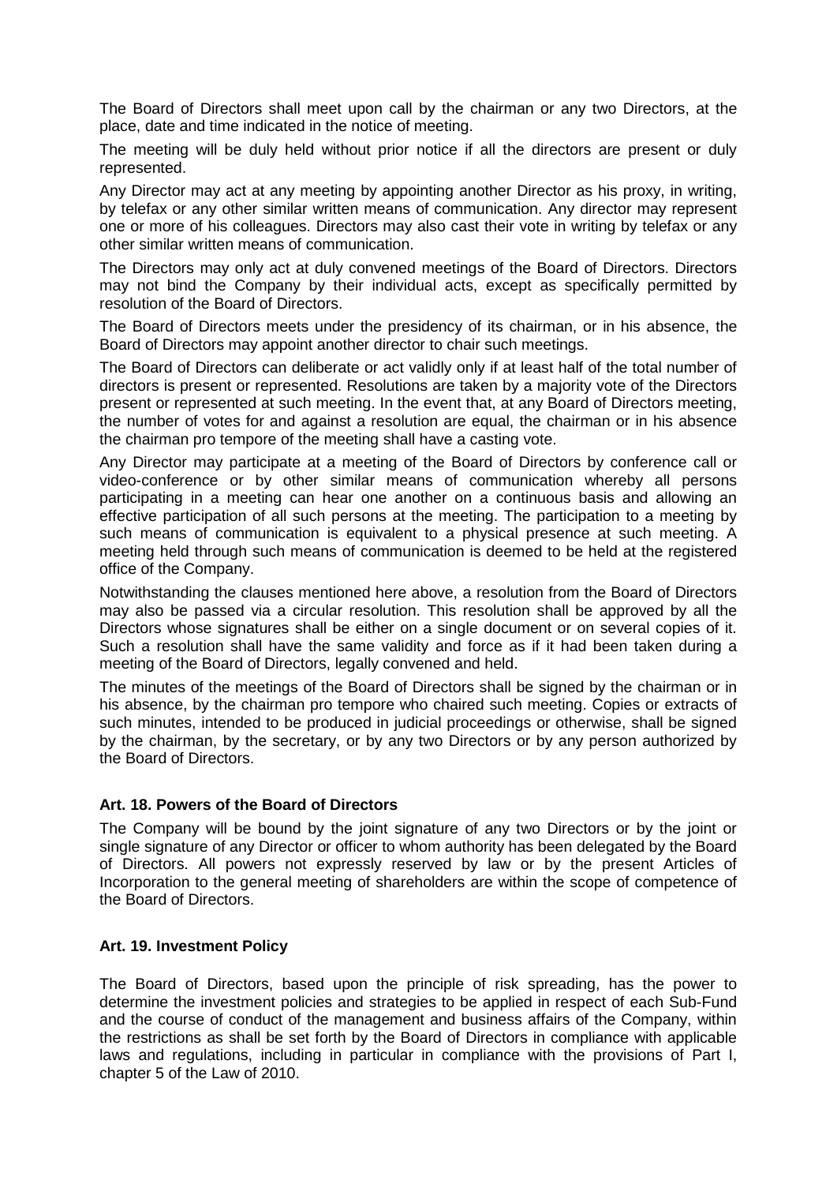The Board of Directors shall meet upon call by the chairman or any two Directors, at the place, date and time indicated in the notice of meeting.

The meeting will be duly held without prior notice if all the directors are present or duly represented.

Any Director may act at any meeting by appointing another Director as his proxy, in writing, by telefax or any other similar written means of communication. Any director may represent one or more of his colleagues. Directors may also cast their vote in writing by telefax or any other similar written means of communication.

The Directors may only act at duly convened meetings of the Board of Directors. Directors may not bind the Company by their individual acts, except as specifically permitted by resolution of the Board of Directors.

The Board of Directors meets under the presidency of its chairman, or in his absence, the Board of Directors may appoint another director to chair such meetings.

The Board of Directors can deliberate or act validly only if at least half of the total number of directors is present or represented. Resolutions are taken by a majority vote of the Directors present or represented at such meeting. In the event that, at any Board of Directors meeting, the number of votes for and against a resolution are equal, the chairman or in his absence the chairman pro tempore of the meeting shall have a casting vote.

Any Director may participate at a meeting of the Board of Directors by conference call or video-conference or by other similar means of communication whereby all persons participating in a meeting can hear one another on a continuous basis and allowing an effective participation of all such persons at the meeting. The participation to a meeting by such means of communication is equivalent to a physical presence at such meeting. A meeting held through such means of communication is deemed to be held at the registered office of the Company.

Notwithstanding the clauses mentioned here above, a resolution from the Board of Directors may also be passed via a circular resolution. This resolution shall be approved by all the Directors whose signatures shall be either on a single document or on several copies of it. Such a resolution shall have the same validity and force as if it had been taken during a meeting of the Board of Directors, legally convened and held.

The minutes of the meetings of the Board of Directors shall be signed by the chairman or in his absence, by the chairman pro tempore who chaired such meeting. Copies or extracts of such minutes, intended to be produced in judicial proceedings or otherwise, shall be signed by the chairman, by the secretary, or by any two Directors or by any person authorized by the Board of Directors.

**Art. 18. Powers of the Board of Directors**

The Company will be bound by the joint signature of any two Directors or by the joint or single signature of any Director or officer to whom authority has been delegated by the Board of Directors. All powers not expressly reserved by law or by the present Articles of Incorporation to the general meeting of shareholders are within the scope of competence of the Board of Directors.

**Art. 19. Investment Policy**

The Board of Directors, based upon the principle of risk spreading, has the power to determine the investment policies and strategies to be applied in respect of each Sub-Fund and the course of conduct of the management and business affairs of the Company, within the restrictions as shall be set forth by the Board of Directors in compliance with applicable laws and regulations, including in particular in compliance with the provisions of Part I, chapter 5 of the Law of 2010.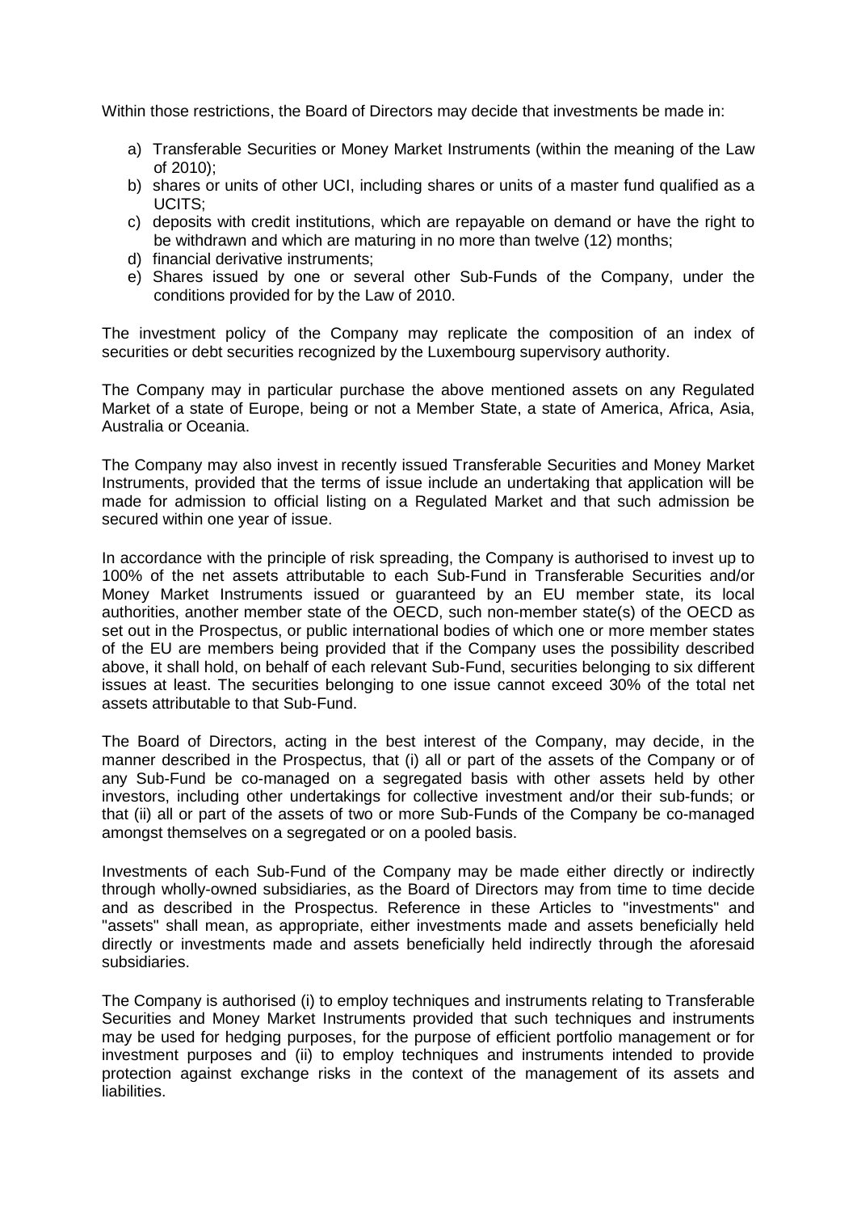Within those restrictions, the Board of Directors may decide that investments be made in:

a) Transferable Securities or Money Market Instruments (within the meaning of the Law of 2010);
b) shares or units of other UCI, including shares or units of a master fund qualified as a UCITS;
c) deposits with credit institutions, which are repayable on demand or have the right to be withdrawn and which are maturing in no more than twelve (12) months;
d) financial derivative instruments;
e) Shares issued by one or several other Sub-Funds of the Company, under the conditions provided for by the Law of 2010.

The investment policy of the Company may replicate the composition of an index of securities or debt securities recognized by the Luxembourg supervisory authority.

The Company may in particular purchase the above mentioned assets on any Regulated Market of a state of Europe, being or not a Member State, a state of America, Africa, Asia, Australia or Oceania.

The Company may also invest in recently issued Transferable Securities and Money Market Instruments, provided that the terms of issue include an undertaking that application will be made for admission to official listing on a Regulated Market and that such admission be secured within one year of issue.

In accordance with the principle of risk spreading, the Company is authorised to invest up to 100% of the net assets attributable to each Sub-Fund in Transferable Securities and/or Money Market Instruments issued or guaranteed by an EU member state, its local authorities, another member state of the OECD, such non-member state(s) of the OECD as set out in the Prospectus, or public international bodies of which one or more member states of the EU are members being provided that if the Company uses the possibility described above, it shall hold, on behalf of each relevant Sub-Fund, securities belonging to six different issues at least. The securities belonging to one issue cannot exceed 30% of the total net assets attributable to that Sub-Fund.

The Board of Directors, acting in the best interest of the Company, may decide, in the manner described in the Prospectus, that (i) all or part of the assets of the Company or of any Sub-Fund be co-managed on a segregated basis with other assets held by other investors, including other undertakings for collective investment and/or their sub-funds; or that (ii) all or part of the assets of two or more Sub-Funds of the Company be co-managed amongst themselves on a segregated or on a pooled basis.

Investments of each Sub-Fund of the Company may be made either directly or indirectly through wholly-owned subsidiaries, as the Board of Directors may from time to time decide and as described in the Prospectus. Reference in these Articles to "investments" and "assets" shall mean, as appropriate, either investments made and assets beneficially held directly or investments made and assets beneficially held indirectly through the aforesaid subsidiaries.

The Company is authorised (i) to employ techniques and instruments relating to Transferable Securities and Money Market Instruments provided that such techniques and instruments may be used for hedging purposes, for the purpose of efficient portfolio management or for investment purposes and (ii) to employ techniques and instruments intended to provide protection against exchange risks in the context of the management of its assets and liabilities.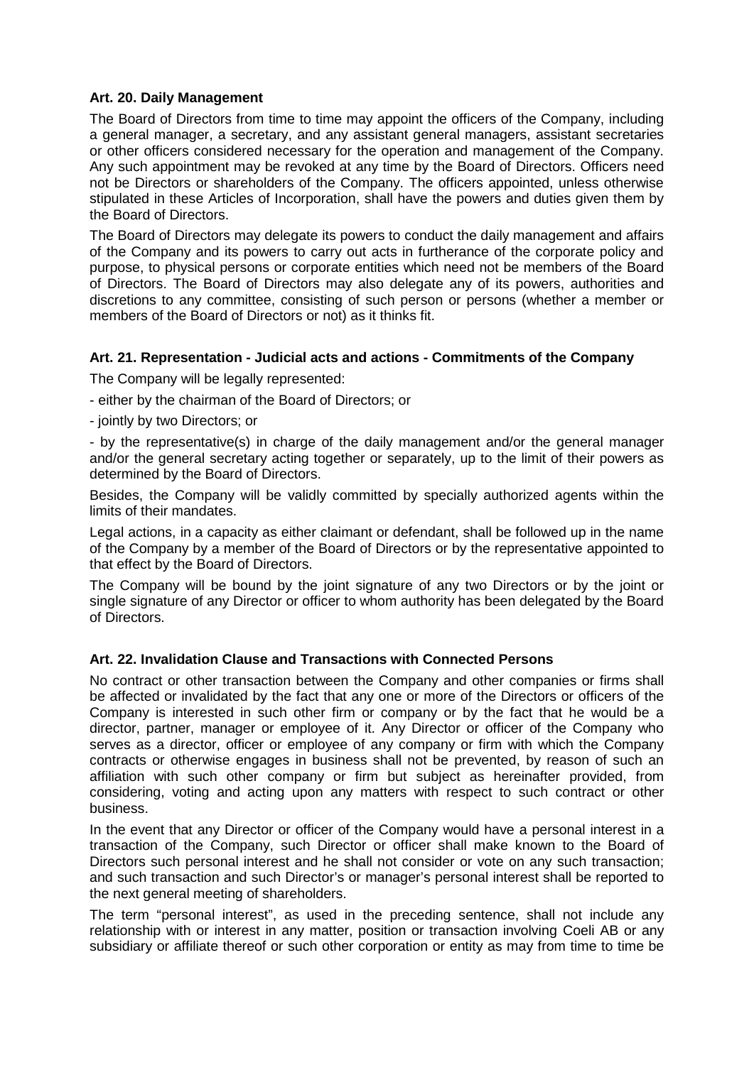**Art. 20. Daily Management**

The Board of Directors from time to time may appoint the officers of the Company, including a general manager, a secretary, and any assistant general managers, assistant secretaries or other officers considered necessary for the operation and management of the Company. Any such appointment may be revoked at any time by the Board of Directors. Officers need not be Directors or shareholders of the Company. The officers appointed, unless otherwise stipulated in these Articles of Incorporation, shall have the powers and duties given them by the Board of Directors.

The Board of Directors may delegate its powers to conduct the daily management and affairs of the Company and its powers to carry out acts in furtherance of the corporate policy and purpose, to physical persons or corporate entities which need not be members of the Board of Directors. The Board of Directors may also delegate any of its powers, authorities and discretions to any committee, consisting of such person or persons (whether a member or members of the Board of Directors or not) as it thinks fit.

**Art. 21. Representation - Judicial acts and actions - Commitments of the Company**

The Company will be legally represented:

- either by the chairman of the Board of Directors; or

- jointly by two Directors; or

- by the representative(s) in charge of the daily management and/or the general manager and/or the general secretary acting together or separately, up to the limit of their powers as determined by the Board of Directors.

Besides, the Company will be validly committed by specially authorized agents within the limits of their mandates.

Legal actions, in a capacity as either claimant or defendant, shall be followed up in the name of the Company by a member of the Board of Directors or by the representative appointed to that effect by the Board of Directors.

The Company will be bound by the joint signature of any two Directors or by the joint or single signature of any Director or officer to whom authority has been delegated by the Board of Directors.

**Art. 22. Invalidation Clause and Transactions with Connected Persons**

No contract or other transaction between the Company and other companies or firms shall be affected or invalidated by the fact that any one or more of the Directors or officers of the Company is interested in such other firm or company or by the fact that he would be a director, partner, manager or employee of it. Any Director or officer of the Company who serves as a director, officer or employee of any company or firm with which the Company contracts or otherwise engages in business shall not be prevented, by reason of such an affiliation with such other company or firm but subject as hereinafter provided, from considering, voting and acting upon any matters with respect to such contract or other business.

In the event that any Director or officer of the Company would have a personal interest in a transaction of the Company, such Director or officer shall make known to the Board of Directors such personal interest and he shall not consider or vote on any such transaction; and such transaction and such Director's or manager's personal interest shall be reported to the next general meeting of shareholders.

The term "personal interest", as used in the preceding sentence, shall not include any relationship with or interest in any matter, position or transaction involving Coeli AB or any subsidiary or affiliate thereof or such other corporation or entity as may from time to time be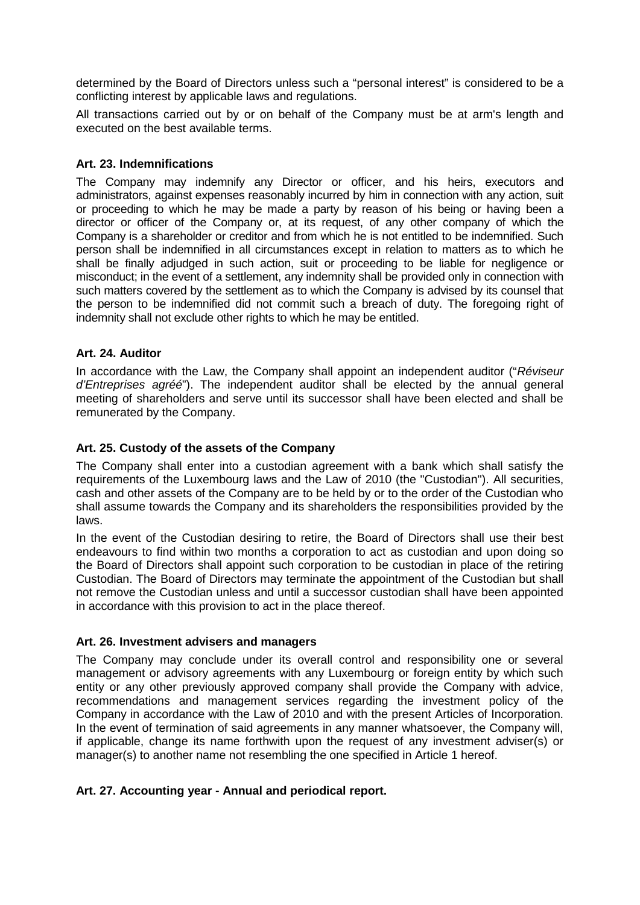determined by the Board of Directors unless such a "personal interest" is considered to be a conflicting interest by applicable laws and regulations.

All transactions carried out by or on behalf of the Company must be at arm's length and executed on the best available terms.

**Art. 23. Indemnifications**

The Company may indemnify any Director or officer, and his heirs, executors and administrators, against expenses reasonably incurred by him in connection with any action, suit or proceeding to which he may be made a party by reason of his being or having been a director or officer of the Company or, at its request, of any other company of which the Company is a shareholder or creditor and from which he is not entitled to be indemnified. Such person shall be indemnified in all circumstances except in relation to matters as to which he shall be finally adjudged in such action, suit or proceeding to be liable for negligence or misconduct; in the event of a settlement, any indemnity shall be provided only in connection with such matters covered by the settlement as to which the Company is advised by its counsel that the person to be indemnified did not commit such a breach of duty. The foregoing right of indemnity shall not exclude other rights to which he may be entitled.

**Art. 24. Auditor**

In accordance with the Law, the Company shall appoint an independent auditor ("*Réviseur d'Entreprises agréé*"). The independent auditor shall be elected by the annual general meeting of shareholders and serve until its successor shall have been elected and shall be remunerated by the Company.

**Art. 25. Custody of the assets of the Company**

The Company shall enter into a custodian agreement with a bank which shall satisfy the requirements of the Luxembourg laws and the Law of 2010 (the "Custodian"). All securities, cash and other assets of the Company are to be held by or to the order of the Custodian who shall assume towards the Company and its shareholders the responsibilities provided by the laws.

In the event of the Custodian desiring to retire, the Board of Directors shall use their best endeavours to find within two months a corporation to act as custodian and upon doing so the Board of Directors shall appoint such corporation to be custodian in place of the retiring Custodian. The Board of Directors may terminate the appointment of the Custodian but shall not remove the Custodian unless and until a successor custodian shall have been appointed in accordance with this provision to act in the place thereof.

**Art. 26. Investment advisers and managers**

The Company may conclude under its overall control and responsibility one or several management or advisory agreements with any Luxembourg or foreign entity by which such entity or any other previously approved company shall provide the Company with advice, recommendations and management services regarding the investment policy of the Company in accordance with the Law of 2010 and with the present Articles of Incorporation. In the event of termination of said agreements in any manner whatsoever, the Company will, if applicable, change its name forthwith upon the request of any investment adviser(s) or manager(s) to another name not resembling the one specified in Article 1 hereof.

**Art. 27. Accounting year - Annual and periodical report.**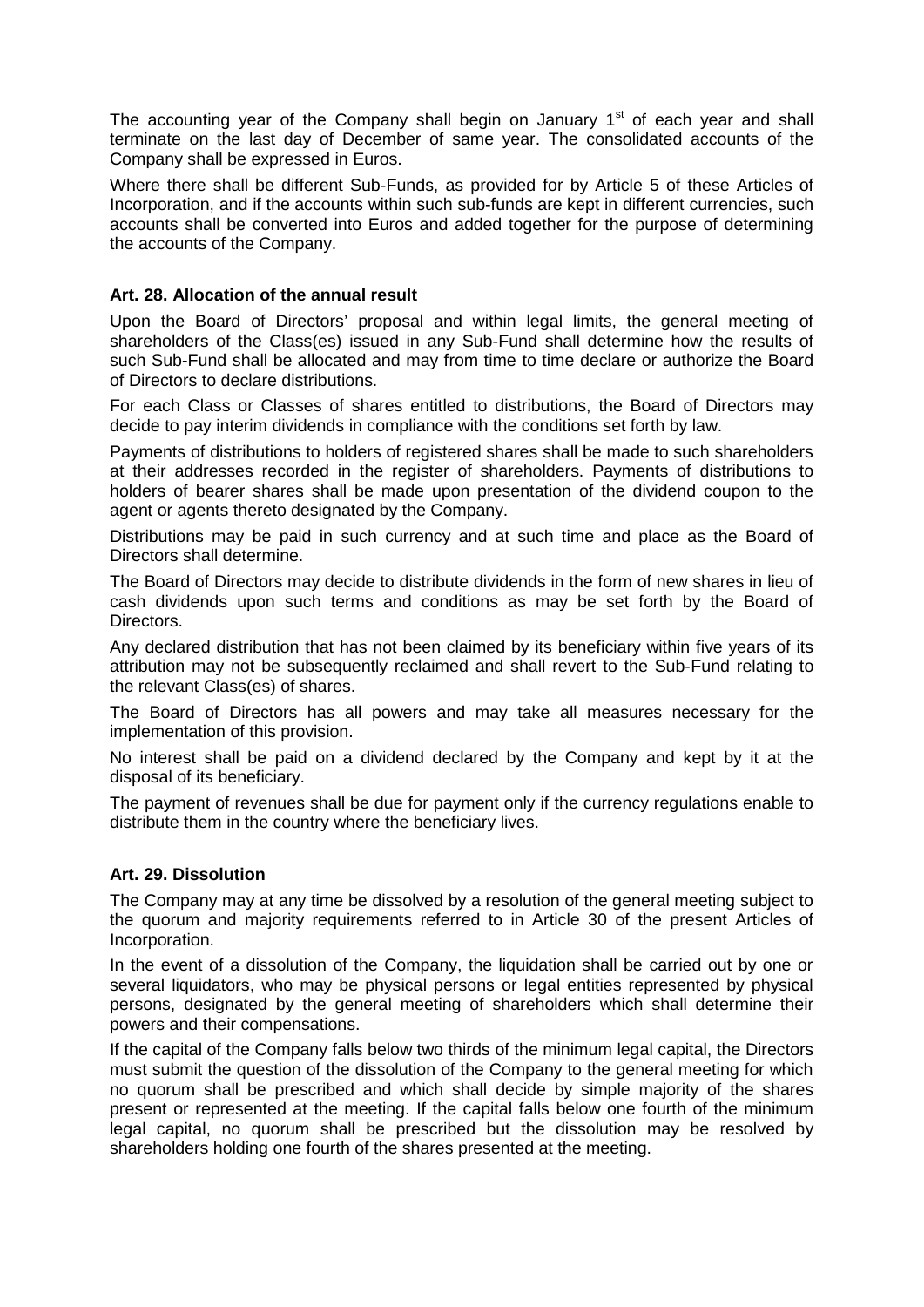The accounting year of the Company shall begin on January 1st of each year and shall terminate on the last day of December of same year. The consolidated accounts of the Company shall be expressed in Euros.

Where there shall be different Sub-Funds, as provided for by Article 5 of these Articles of Incorporation, and if the accounts within such sub-funds are kept in different currencies, such accounts shall be converted into Euros and added together for the purpose of determining the accounts of the Company.

**Art. 28. Allocation of the annual result**

Upon the Board of Directors' proposal and within legal limits, the general meeting of shareholders of the Class(es) issued in any Sub-Fund shall determine how the results of such Sub-Fund shall be allocated and may from time to time declare or authorize the Board of Directors to declare distributions.

For each Class or Classes of shares entitled to distributions, the Board of Directors may decide to pay interim dividends in compliance with the conditions set forth by law.

Payments of distributions to holders of registered shares shall be made to such shareholders at their addresses recorded in the register of shareholders. Payments of distributions to holders of bearer shares shall be made upon presentation of the dividend coupon to the agent or agents thereto designated by the Company.

Distributions may be paid in such currency and at such time and place as the Board of Directors shall determine.

The Board of Directors may decide to distribute dividends in the form of new shares in lieu of cash dividends upon such terms and conditions as may be set forth by the Board of Directors.

Any declared distribution that has not been claimed by its beneficiary within five years of its attribution may not be subsequently reclaimed and shall revert to the Sub-Fund relating to the relevant Class(es) of shares.

The Board of Directors has all powers and may take all measures necessary for the implementation of this provision.

No interest shall be paid on a dividend declared by the Company and kept by it at the disposal of its beneficiary.

The payment of revenues shall be due for payment only if the currency regulations enable to distribute them in the country where the beneficiary lives.

**Art. 29. Dissolution**

The Company may at any time be dissolved by a resolution of the general meeting subject to the quorum and majority requirements referred to in Article 30 of the present Articles of Incorporation.

In the event of a dissolution of the Company, the liquidation shall be carried out by one or several liquidators, who may be physical persons or legal entities represented by physical persons, designated by the general meeting of shareholders which shall determine their powers and their compensations.

If the capital of the Company falls below two thirds of the minimum legal capital, the Directors must submit the question of the dissolution of the Company to the general meeting for which no quorum shall be prescribed and which shall decide by simple majority of the shares present or represented at the meeting. If the capital falls below one fourth of the minimum legal capital, no quorum shall be prescribed but the dissolution may be resolved by shareholders holding one fourth of the shares presented at the meeting.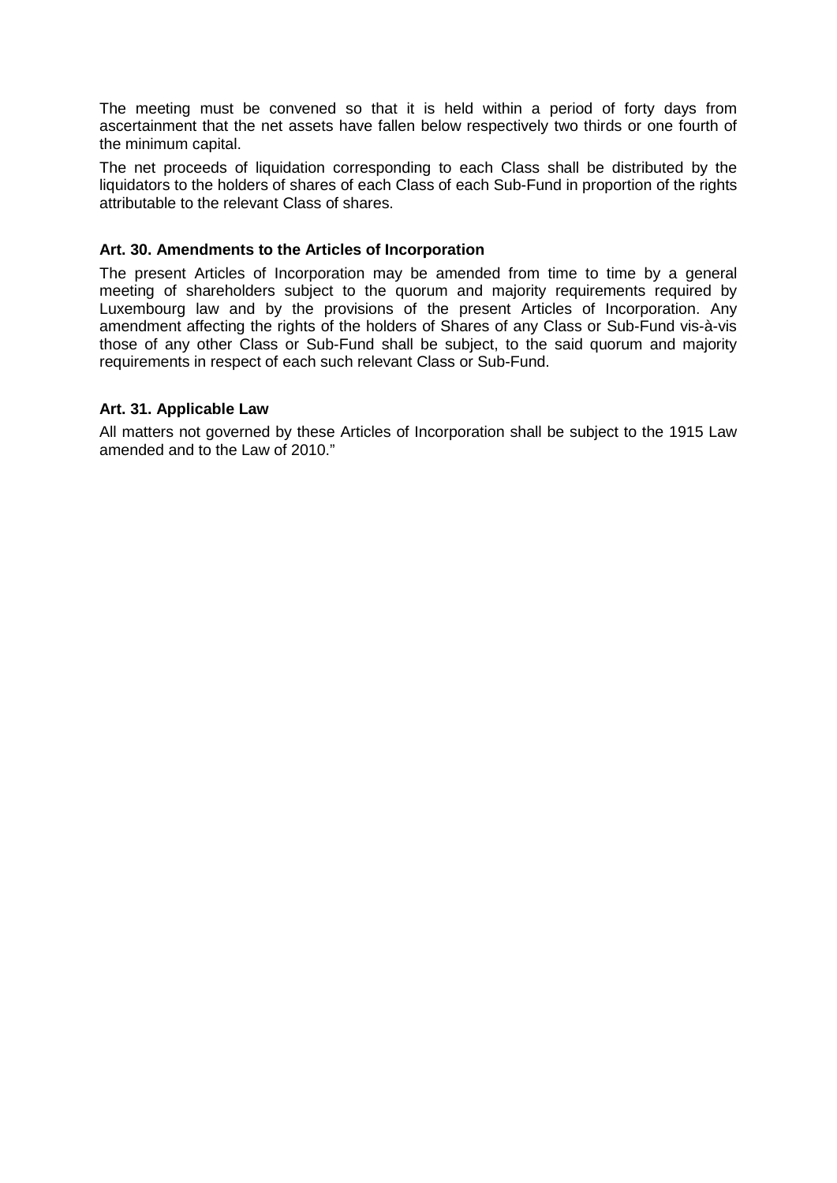The meeting must be convened so that it is held within a period of forty days from ascertainment that the net assets have fallen below respectively two thirds or one fourth of the minimum capital.

The net proceeds of liquidation corresponding to each Class shall be distributed by the liquidators to the holders of shares of each Class of each Sub-Fund in proportion of the rights attributable to the relevant Class of shares.

**Art. 30. Amendments to the Articles of Incorporation**

The present Articles of Incorporation may be amended from time to time by a general meeting of shareholders subject to the quorum and majority requirements required by Luxembourg law and by the provisions of the present Articles of Incorporation. Any amendment affecting the rights of the holders of Shares of any Class or Sub-Fund vis-à-vis those of any other Class or Sub-Fund shall be subject, to the said quorum and majority requirements in respect of each such relevant Class or Sub-Fund.

**Art. 31. Applicable Law**

All matters not governed by these Articles of Incorporation shall be subject to the 1915 Law amended and to the Law of 2010."